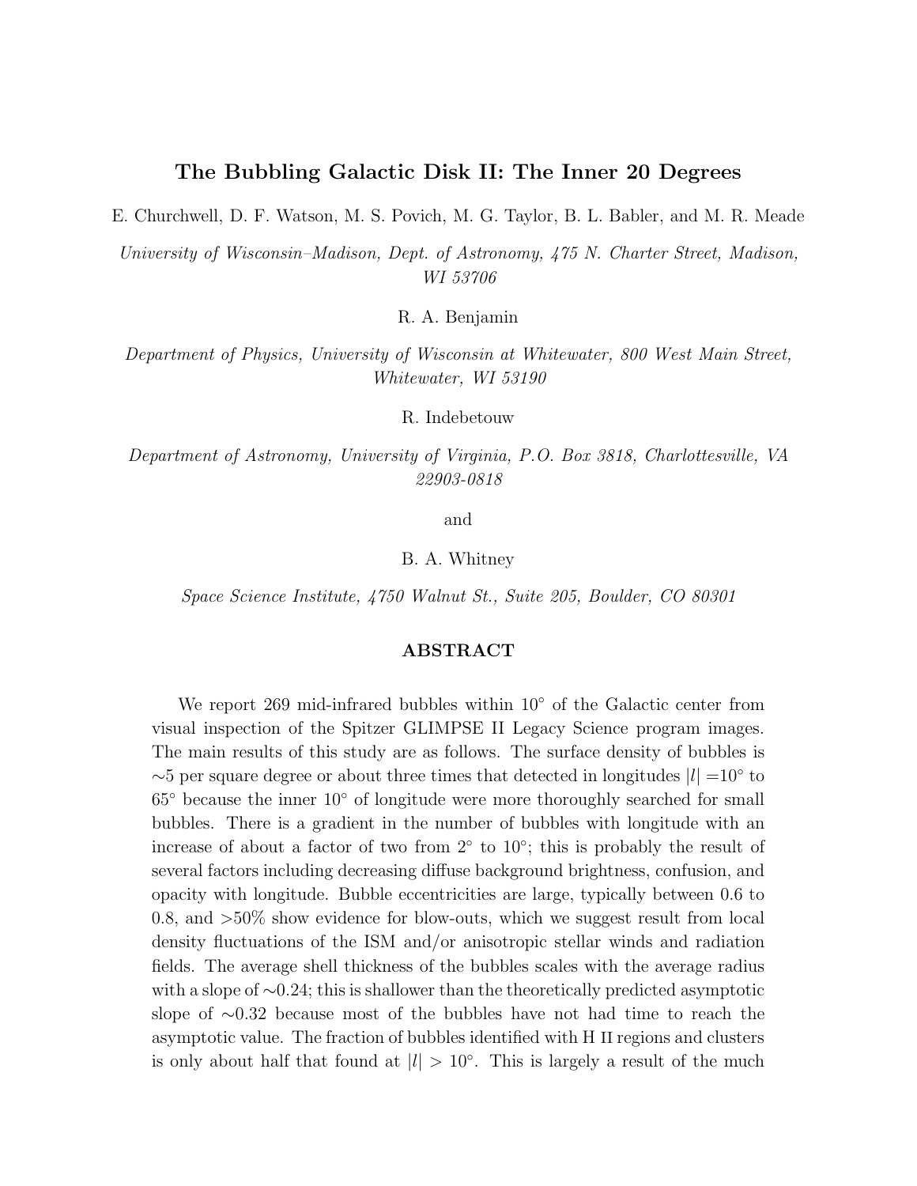# The Bubbling Galactic Disk II: The Inner 20 Degrees

E. Churchwell, D. F. Watson, M. S. Povich, M. G. Taylor, B. L. Babler, and M. R. Meade

*University of Wisconsin–Madison, Dept. of Astronomy, 475 N. Charter Street, Madison, WI 53706*

R. A. Benjamin

*Department of Physics, University of Wisconsin at Whitewater, 800 West Main Street, Whitewater, WI 53190*

R. Indebetouw

*Department of Astronomy, University of Virginia, P.O. Box 3818, Charlottesville, VA 22903-0818*

and

B. A. Whitney

*Space Science Institute, 4750 Walnut St., Suite 205, Boulder, CO 80301*

## ABSTRACT

We report 269 mid-infrared bubbles within 10° of the Galactic center from visual inspection of the Spitzer GLIMPSE II Legacy Science program images. The main results of this study are as follows. The surface density of bubbles is ∼5 per square degree or about three times that detected in longitudes $|l|$ =10° to 65° because the inner 10° of longitude were more thoroughly searched for small bubbles. There is a gradient in the number of bubbles with longitude with an increase of about a factor of two from 2° to 10°; this is probably the result of several factors including decreasing diffuse background brightness, confusion, and opacity with longitude. Bubble eccentricities are large, typically between 0.6 to 0.8, and >50% show evidence for blow-outs, which we suggest result from local density fluctuations of the ISM and/or anisotropic stellar winds and radiation fields. The average shell thickness of the bubbles scales with the average radius with a slope of ∼0.24; this is shallower than the theoretically predicted asymptotic slope of ∼0.32 because most of the bubbles have not had time to reach the asymptotic value. The fraction of bubbles identified with H II regions and clusters is only about half that found at $|l| > 10°$. This is largely a result of the much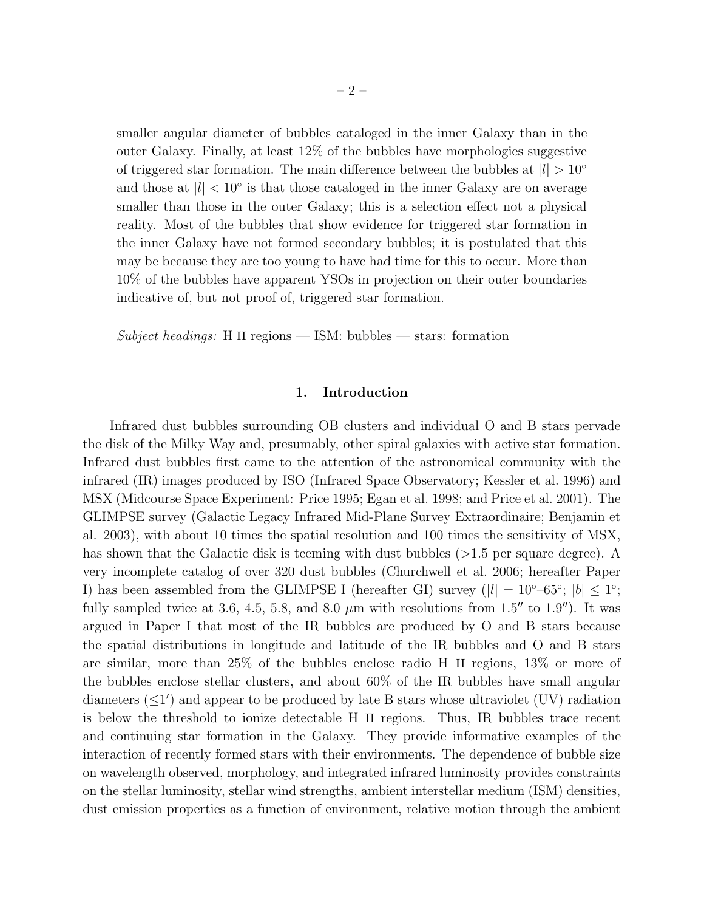smaller angular diameter of bubbles cataloged in the inner Galaxy than in the outer Galaxy. Finally, at least 12% of the bubbles have morphologies suggestive of triggered star formation. The main difference between the bubbles at $|l| > 10°$ and those at $|l| < 10°$ is that those cataloged in the inner Galaxy are on average smaller than those in the outer Galaxy; this is a selection effect not a physical reality. Most of the bubbles that show evidence for triggered star formation in the inner Galaxy have not formed secondary bubbles; it is postulated that this may be because they are too young to have had time for this to occur. More than 10% of the bubbles have apparent YSOs in projection on their outer boundaries indicative of, but not proof of, triggered star formation.

*Subject headings:* H II regions — ISM: bubbles — stars: formation

## 1. Introduction

Infrared dust bubbles surrounding OB clusters and individual O and B stars pervade the disk of the Milky Way and, presumably, other spiral galaxies with active star formation. Infrared dust bubbles first came to the attention of the astronomical community with the infrared (IR) images produced by ISO (Infrared Space Observatory; Kessler et al. 1996) and MSX (Midcourse Space Experiment: Price 1995; Egan et al. 1998; and Price et al. 2001). The GLIMPSE survey (Galactic Legacy Infrared Mid-Plane Survey Extraordinaire; Benjamin et al. 2003), with about 10 times the spatial resolution and 100 times the sensitivity of MSX, has shown that the Galactic disk is teeming with dust bubbles (>1.5 per square degree). A very incomplete catalog of over 320 dust bubbles (Churchwell et al. 2006; hereafter Paper I) has been assembled from the GLIMPSE I (hereafter GI) survey ($|l| = 10°$–$65°$; $|b| \leq 1°$; fully sampled twice at 3.6, 4.5, 5.8, and 8.0 $\mu$m with resolutions from $1.5''$ to $1.9''$). It was argued in Paper I that most of the IR bubbles are produced by O and B stars because the spatial distributions in longitude and latitude of the IR bubbles and O and B stars are similar, more than 25% of the bubbles enclose radio H II regions, 13% or more of the bubbles enclose stellar clusters, and about 60% of the IR bubbles have small angular diameters ($\leq 1'$) and appear to be produced by late B stars whose ultraviolet (UV) radiation is below the threshold to ionize detectable H II regions. Thus, IR bubbles trace recent and continuing star formation in the Galaxy. They provide informative examples of the interaction of recently formed stars with their environments. The dependence of bubble size on wavelength observed, morphology, and integrated infrared luminosity provides constraints on the stellar luminosity, stellar wind strengths, ambient interstellar medium (ISM) densities, dust emission properties as a function of environment, relative motion through the ambient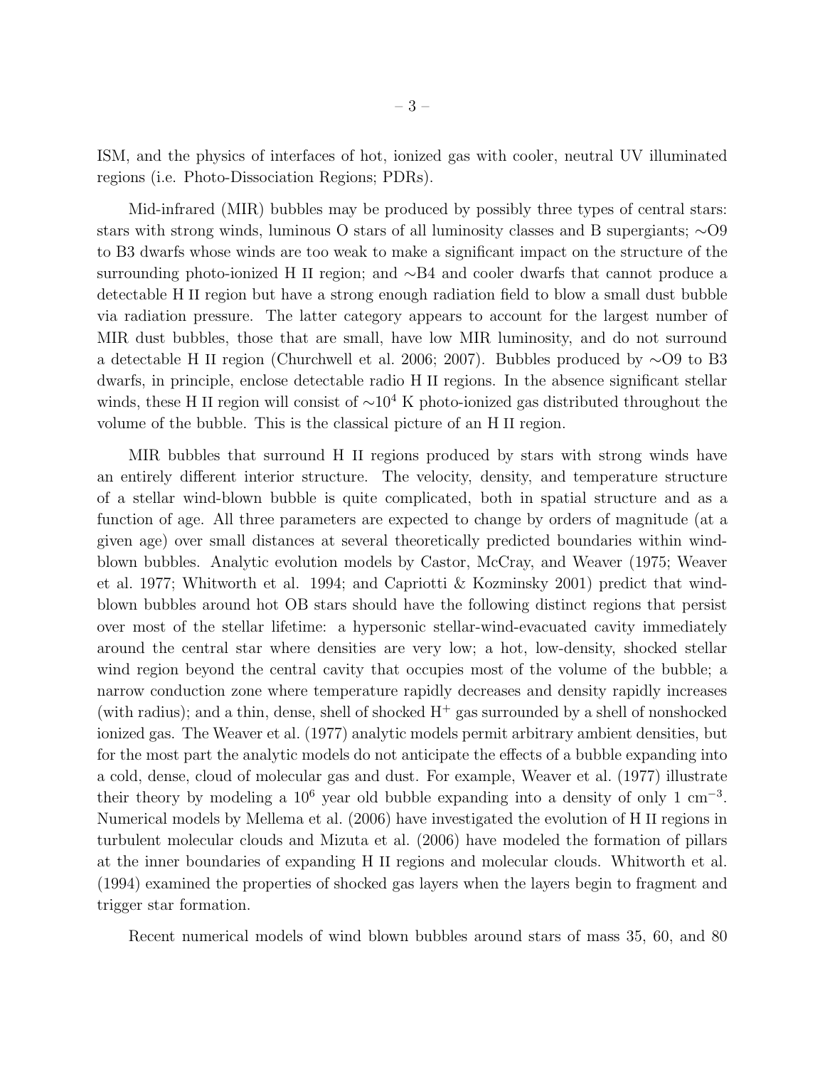ISM, and the physics of interfaces of hot, ionized gas with cooler, neutral UV illuminated regions (i.e. Photo-Dissociation Regions; PDRs).

Mid-infrared (MIR) bubbles may be produced by possibly three types of central stars: stars with strong winds, luminous O stars of all luminosity classes and B supergiants; ∼O9 to B3 dwarfs whose winds are too weak to make a significant impact on the structure of the surrounding photo-ionized H II region; and ∼B4 and cooler dwarfs that cannot produce a detectable H II region but have a strong enough radiation field to blow a small dust bubble via radiation pressure. The latter category appears to account for the largest number of MIR dust bubbles, those that are small, have low MIR luminosity, and do not surround a detectable H II region (Churchwell et al. 2006; 2007). Bubbles produced by ∼O9 to B3 dwarfs, in principle, enclose detectable radio H II regions. In the absence significant stellar winds, these H II region will consist of $\sim 10^4$ K photo-ionized gas distributed throughout the volume of the bubble. This is the classical picture of an H II region.

MIR bubbles that surround H II regions produced by stars with strong winds have an entirely different interior structure. The velocity, density, and temperature structure of a stellar wind-blown bubble is quite complicated, both in spatial structure and as a function of age. All three parameters are expected to change by orders of magnitude (at a given age) over small distances at several theoretically predicted boundaries within wind-blown bubbles. Analytic evolution models by Castor, McCray, and Weaver (1975; Weaver et al. 1977; Whitworth et al. 1994; and Capriotti & Kozminsky 2001) predict that wind-blown bubbles around hot OB stars should have the following distinct regions that persist over most of the stellar lifetime: a hypersonic stellar-wind-evacuated cavity immediately around the central star where densities are very low; a hot, low-density, shocked stellar wind region beyond the central cavity that occupies most of the volume of the bubble; a narrow conduction zone where temperature rapidly decreases and density rapidly increases (with radius); and a thin, dense, shell of shocked $H^+$ gas surrounded by a shell of nonshocked ionized gas. The Weaver et al. (1977) analytic models permit arbitrary ambient densities, but for the most part the analytic models do not anticipate the effects of a bubble expanding into a cold, dense, cloud of molecular gas and dust. For example, Weaver et al. (1977) illustrate their theory by modeling a $10^6$ year old bubble expanding into a density of only 1 $\mathrm{cm}^{-3}$. Numerical models by Mellema et al. (2006) have investigated the evolution of H II regions in turbulent molecular clouds and Mizuta et al. (2006) have modeled the formation of pillars at the inner boundaries of expanding H II regions and molecular clouds. Whitworth et al. (1994) examined the properties of shocked gas layers when the layers begin to fragment and trigger star formation.

Recent numerical models of wind blown bubbles around stars of mass 35, 60, and 80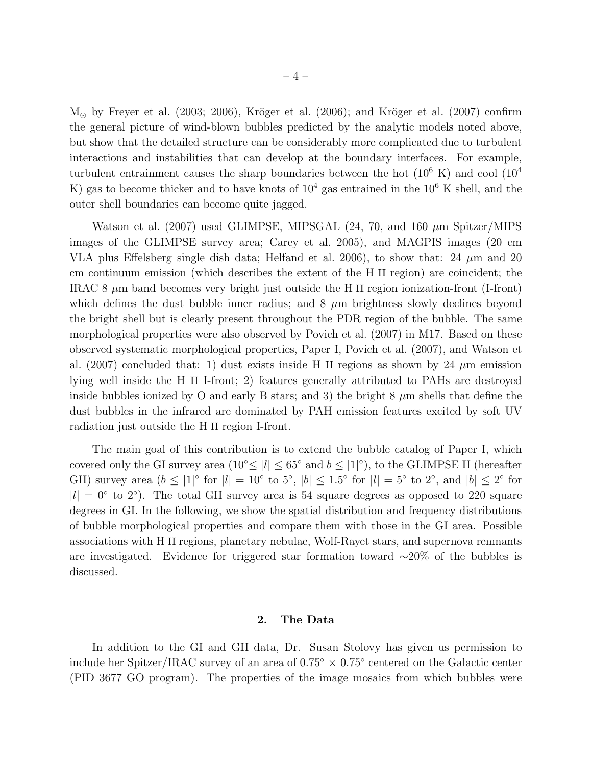$M_\odot$ by Freyer et al. (2003; 2006), Kröger et al. (2006); and Kröger et al. (2007) confirm the general picture of wind-blown bubbles predicted by the analytic models noted above, but show that the detailed structure can be considerably more complicated due to turbulent interactions and instabilities that can develop at the boundary interfaces. For example, turbulent entrainment causes the sharp boundaries between the hot ($10^6$ K) and cool ($10^4$ K) gas to become thicker and to have knots of $10^4$ gas entrained in the $10^6$ K shell, and the outer shell boundaries can become quite jagged.

Watson et al. (2007) used GLIMPSE, MIPSGAL (24, 70, and 160 $\mu$m Spitzer/MIPS images of the GLIMPSE survey area; Carey et al. 2005), and MAGPIS images (20 cm VLA plus Effelsberg single dish data; Helfand et al. 2006), to show that: 24 $\mu$m and 20 cm continuum emission (which describes the extent of the H II region) are coincident; the IRAC 8 $\mu$m band becomes very bright just outside the H II region ionization-front (I-front) which defines the dust bubble inner radius; and 8 $\mu$m brightness slowly declines beyond the bright shell but is clearly present throughout the PDR region of the bubble. The same morphological properties were also observed by Povich et al. (2007) in M17. Based on these observed systematic morphological properties, Paper I, Povich et al. (2007), and Watson et al. (2007) concluded that: 1) dust exists inside H II regions as shown by 24 $\mu$m emission lying well inside the H II I-front; 2) features generally attributed to PAHs are destroyed inside bubbles ionized by O and early B stars; and 3) the bright 8 $\mu$m shells that define the dust bubbles in the infrared are dominated by PAH emission features excited by soft UV radiation just outside the H II region I-front.

The main goal of this contribution is to extend the bubble catalog of Paper I, which covered only the GI survey area ($10^\circ \leq |l| \leq 65^\circ$ and $b \leq |1|^\circ$), to the GLIMPSE II (hereafter GII) survey area ($b \leq |1|^\circ$ for $|l| = 10^\circ$ to $5^\circ$, $|b| \leq 1.5^\circ$ for $|l| = 5^\circ$ to $2^\circ$, and $|b| \leq 2^\circ$ for $|l| = 0^\circ$ to $2^\circ$). The total GII survey area is 54 square degrees as opposed to 220 square degrees in GI. In the following, we show the spatial distribution and frequency distributions of bubble morphological properties and compare them with those in the GI area. Possible associations with H II regions, planetary nebulae, Wolf-Rayet stars, and supernova remnants are investigated. Evidence for triggered star formation toward $\sim$20% of the bubbles is discussed.

## 2. The Data

In addition to the GI and GII data, Dr. Susan Stolovy has given us permission to include her Spitzer/IRAC survey of an area of $0.75^\circ \times 0.75^\circ$ centered on the Galactic center (PID 3677 GO program). The properties of the image mosaics from which bubbles were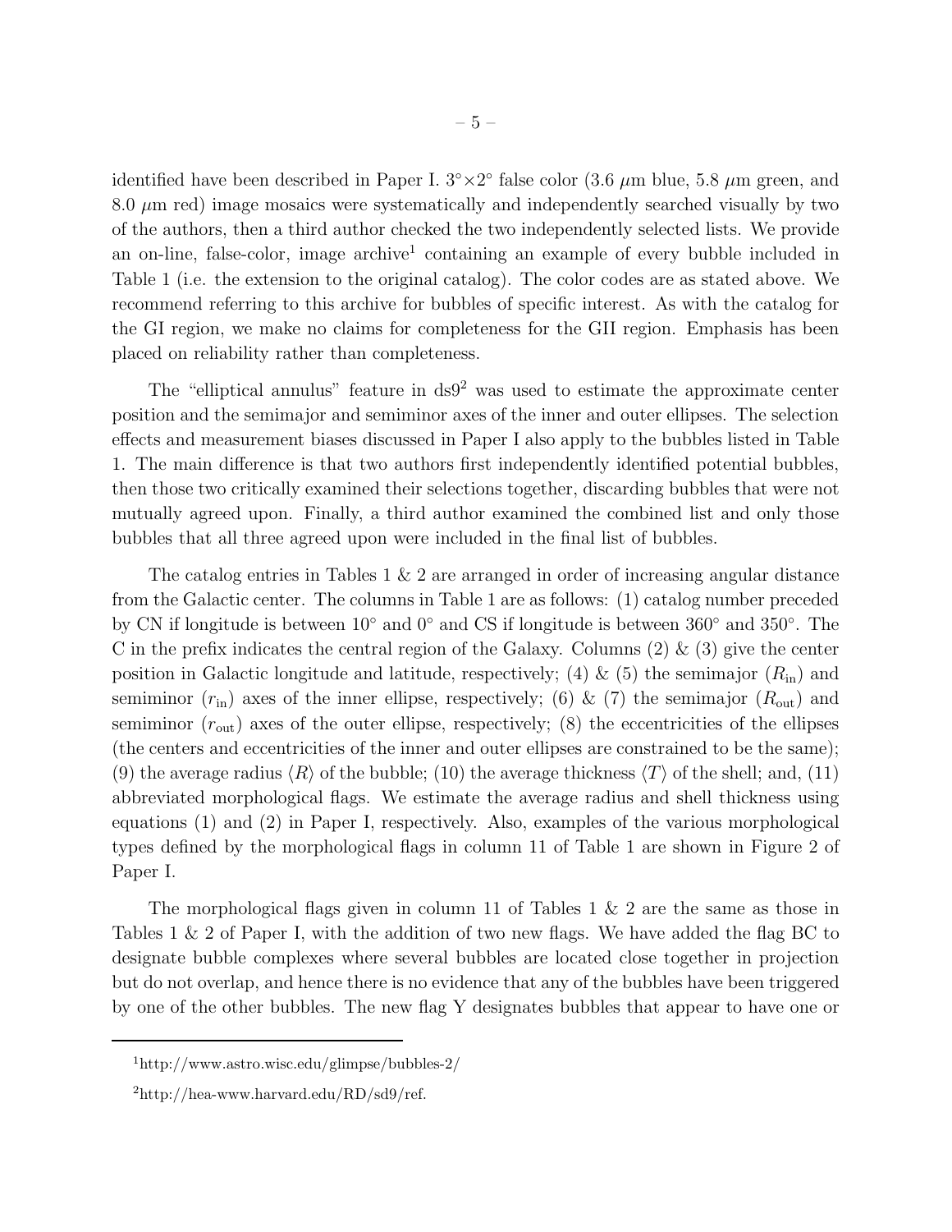identified have been described in Paper I. $3^\circ\times2^\circ$ false color (3.6 $\mu$m blue, 5.8 $\mu$m green, and 8.0 $\mu$m red) image mosaics were systematically and independently searched visually by two of the authors, then a third author checked the two independently selected lists. We provide an on-line, false-color, image archive[1] containing an example of every bubble included in Table 1 (i.e. the extension to the original catalog). The color codes are as stated above. We recommend referring to this archive for bubbles of specific interest. As with the catalog for the GI region, we make no claims for completeness for the GII region. Emphasis has been placed on reliability rather than completeness.

The "elliptical annulus" feature in ds9[2] was used to estimate the approximate center position and the semimajor and semiminor axes of the inner and outer ellipses. The selection effects and measurement biases discussed in Paper I also apply to the bubbles listed in Table 1. The main difference is that two authors first independently identified potential bubbles, then those two critically examined their selections together, discarding bubbles that were not mutually agreed upon. Finally, a third author examined the combined list and only those bubbles that all three agreed upon were included in the final list of bubbles.

The catalog entries in Tables 1 & 2 are arranged in order of increasing angular distance from the Galactic center. The columns in Table 1 are as follows: (1) catalog number preceded by CN if longitude is between $10^\circ$ and $0^\circ$ and CS if longitude is between $360^\circ$ and $350^\circ$. The C in the prefix indicates the central region of the Galaxy. Columns (2) & (3) give the center position in Galactic longitude and latitude, respectively; (4) & (5) the semimajor ($R_{\rm in}$) and semiminor ($r_{\rm in}$) axes of the inner ellipse, respectively; (6) & (7) the semimajor ($R_{\rm out}$) and semiminor ($r_{\rm out}$) axes of the outer ellipse, respectively; (8) the eccentricities of the ellipses (the centers and eccentricities of the inner and outer ellipses are constrained to be the same); (9) the average radius $\langle R\rangle$ of the bubble; (10) the average thickness $\langle T\rangle$ of the shell; and, (11) abbreviated morphological flags. We estimate the average radius and shell thickness using equations (1) and (2) in Paper I, respectively. Also, examples of the various morphological types defined by the morphological flags in column 11 of Table 1 are shown in Figure 2 of Paper I.

The morphological flags given in column 11 of Tables 1 & 2 are the same as those in Tables 1 & 2 of Paper I, with the addition of two new flags. We have added the flag BC to designate bubble complexes where several bubbles are located close together in projection but do not overlap, and hence there is no evidence that any of the bubbles have been triggered by one of the other bubbles. The new flag Y designates bubbles that appear to have one or

---

[1] http://www.astro.wisc.edu/glimpse/bubbles-2/

[2] http://hea-www.harvard.edu/RD/sd9/ref.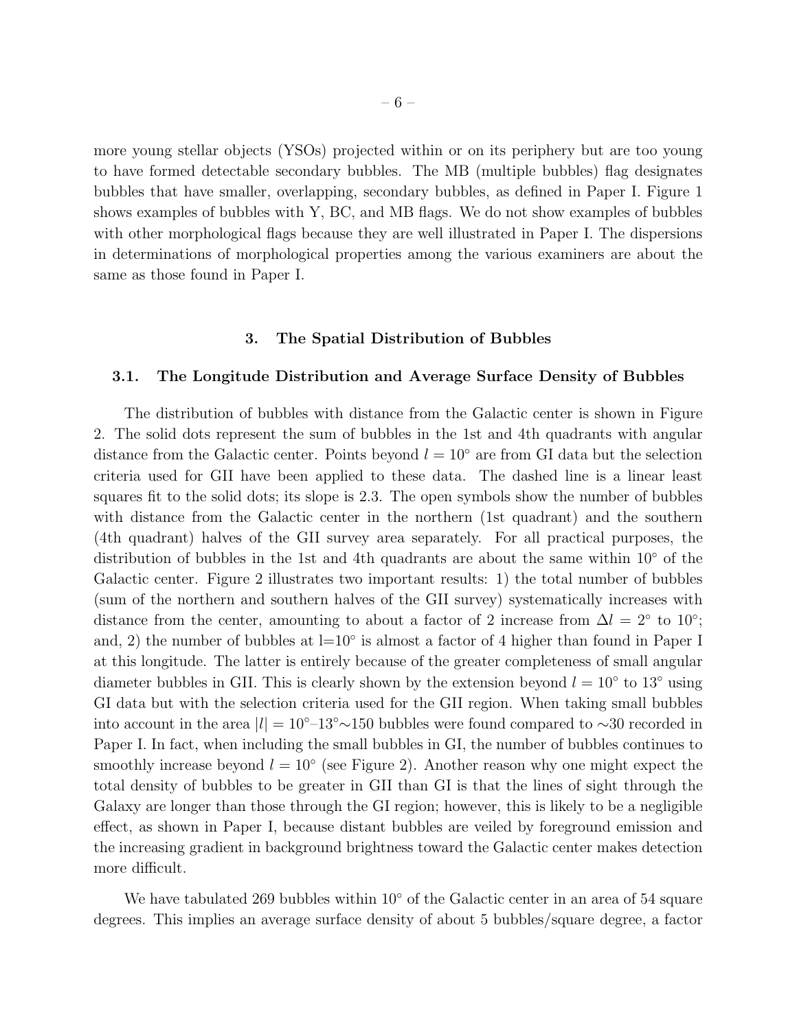more young stellar objects (YSOs) projected within or on its periphery but are too young to have formed detectable secondary bubbles. The MB (multiple bubbles) flag designates bubbles that have smaller, overlapping, secondary bubbles, as defined in Paper I. Figure 1 shows examples of bubbles with Y, BC, and MB flags. We do not show examples of bubbles with other morphological flags because they are well illustrated in Paper I. The dispersions in determinations of morphological properties among the various examiners are about the same as those found in Paper I.

## 3. The Spatial Distribution of Bubbles

### 3.1. The Longitude Distribution and Average Surface Density of Bubbles

The distribution of bubbles with distance from the Galactic center is shown in Figure 2. The solid dots represent the sum of bubbles in the 1st and 4th quadrants with angular distance from the Galactic center. Points beyond $l = 10^\circ$ are from GI data but the selection criteria used for GII have been applied to these data. The dashed line is a linear least squares fit to the solid dots; its slope is 2.3. The open symbols show the number of bubbles with distance from the Galactic center in the northern (1st quadrant) and the southern (4th quadrant) halves of the GII survey area separately. For all practical purposes, the distribution of bubbles in the 1st and 4th quadrants are about the same within $10^\circ$ of the Galactic center. Figure 2 illustrates two important results: 1) the total number of bubbles (sum of the northern and southern halves of the GII survey) systematically increases with distance from the center, amounting to about a factor of 2 increase from $\Delta l = 2^\circ$ to $10^\circ$; and, 2) the number of bubbles at $l=10^\circ$ is almost a factor of 4 higher than found in Paper I at this longitude. The latter is entirely because of the greater completeness of small angular diameter bubbles in GII. This is clearly shown by the extension beyond $l = 10^\circ$ to $13^\circ$ using GI data but with the selection criteria used for the GII region. When taking small bubbles into account in the area $|l| = 10^\circ$–$13^\circ$$\sim$150 bubbles were found compared to $\sim$30 recorded in Paper I. In fact, when including the small bubbles in GI, the number of bubbles continues to smoothly increase beyond $l = 10^\circ$ (see Figure 2). Another reason why one might expect the total density of bubbles to be greater in GII than GI is that the lines of sight through the Galaxy are longer than those through the GI region; however, this is likely to be a negligible effect, as shown in Paper I, because distant bubbles are veiled by foreground emission and the increasing gradient in background brightness toward the Galactic center makes detection more difficult.

We have tabulated 269 bubbles within $10^\circ$ of the Galactic center in an area of 54 square degrees. This implies an average surface density of about 5 bubbles/square degree, a factor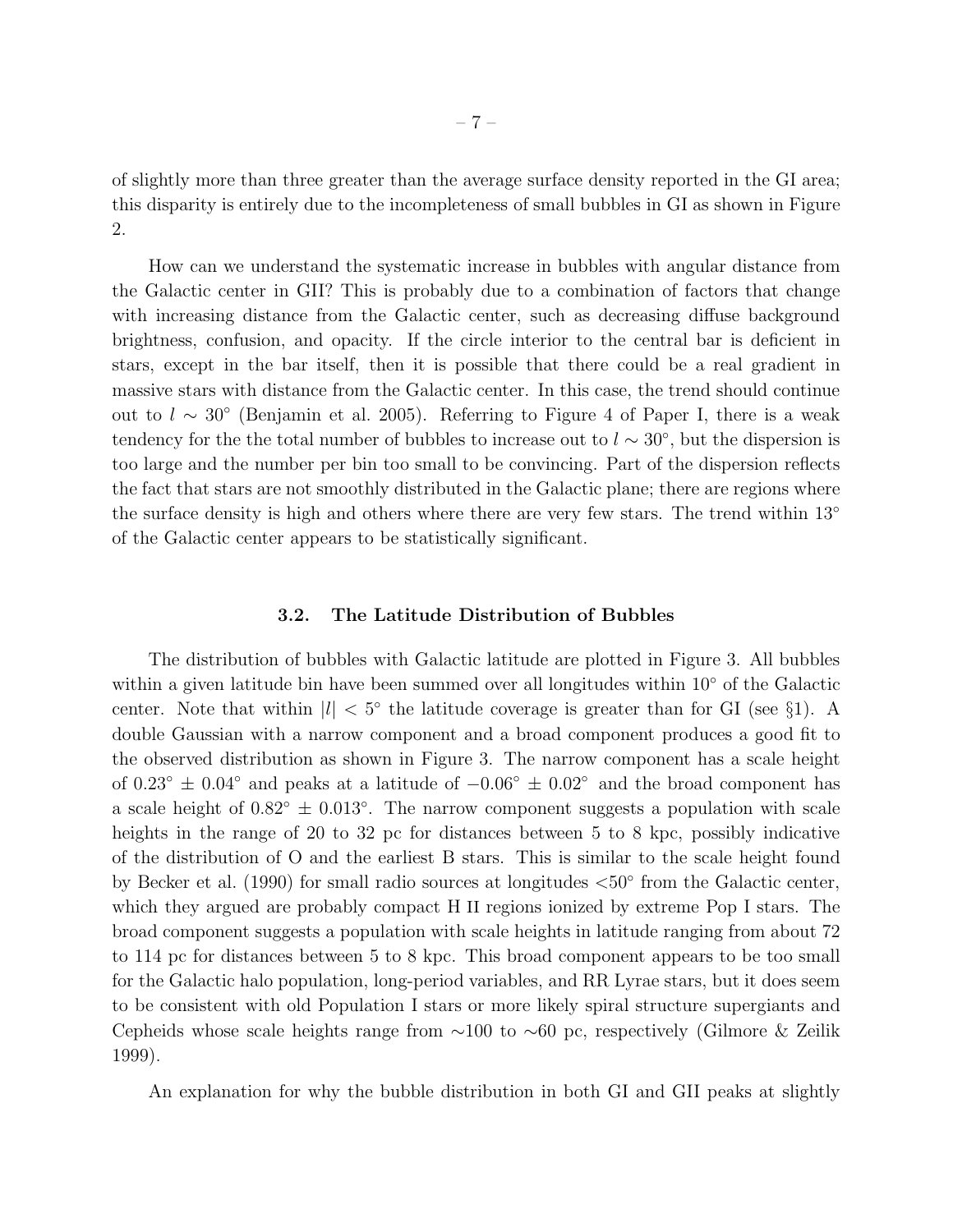of slightly more than three greater than the average surface density reported in the GI area; this disparity is entirely due to the incompleteness of small bubbles in GI as shown in Figure 2.

How can we understand the systematic increase in bubbles with angular distance from the Galactic center in GII? This is probably due to a combination of factors that change with increasing distance from the Galactic center, such as decreasing diffuse background brightness, confusion, and opacity. If the circle interior to the central bar is deficient in stars, except in the bar itself, then it is possible that there could be a real gradient in massive stars with distance from the Galactic center. In this case, the trend should continue out to $l \sim 30^\circ$ (Benjamin et al. 2005). Referring to Figure 4 of Paper I, there is a weak tendency for the the total number of bubbles to increase out to $l \sim 30^\circ$, but the dispersion is too large and the number per bin too small to be convincing. Part of the dispersion reflects the fact that stars are not smoothly distributed in the Galactic plane; there are regions where the surface density is high and others where there are very few stars. The trend within 13° of the Galactic center appears to be statistically significant.

### 3.2. The Latitude Distribution of Bubbles

The distribution of bubbles with Galactic latitude are plotted in Figure 3. All bubbles within a given latitude bin have been summed over all longitudes within 10° of the Galactic center. Note that within $|l| < 5^\circ$ the latitude coverage is greater than for GI (see §1). A double Gaussian with a narrow component and a broad component produces a good fit to the observed distribution as shown in Figure 3. The narrow component has a scale height of $0.23^\circ \pm 0.04^\circ$ and peaks at a latitude of $-0.06^\circ \pm 0.02^\circ$ and the broad component has a scale height of $0.82^\circ \pm 0.013^\circ$. The narrow component suggests a population with scale heights in the range of 20 to 32 pc for distances between 5 to 8 kpc, possibly indicative of the distribution of O and the earliest B stars. This is similar to the scale height found by Becker et al. (1990) for small radio sources at longitudes <50° from the Galactic center, which they argued are probably compact H II regions ionized by extreme Pop I stars. The broad component suggests a population with scale heights in latitude ranging from about 72 to 114 pc for distances between 5 to 8 kpc. This broad component appears to be too small for the Galactic halo population, long-period variables, and RR Lyrae stars, but it does seem to be consistent with old Population I stars or more likely spiral structure supergiants and Cepheids whose scale heights range from ∼100 to ∼60 pc, respectively (Gilmore & Zeilik 1999).

An explanation for why the bubble distribution in both GI and GII peaks at slightly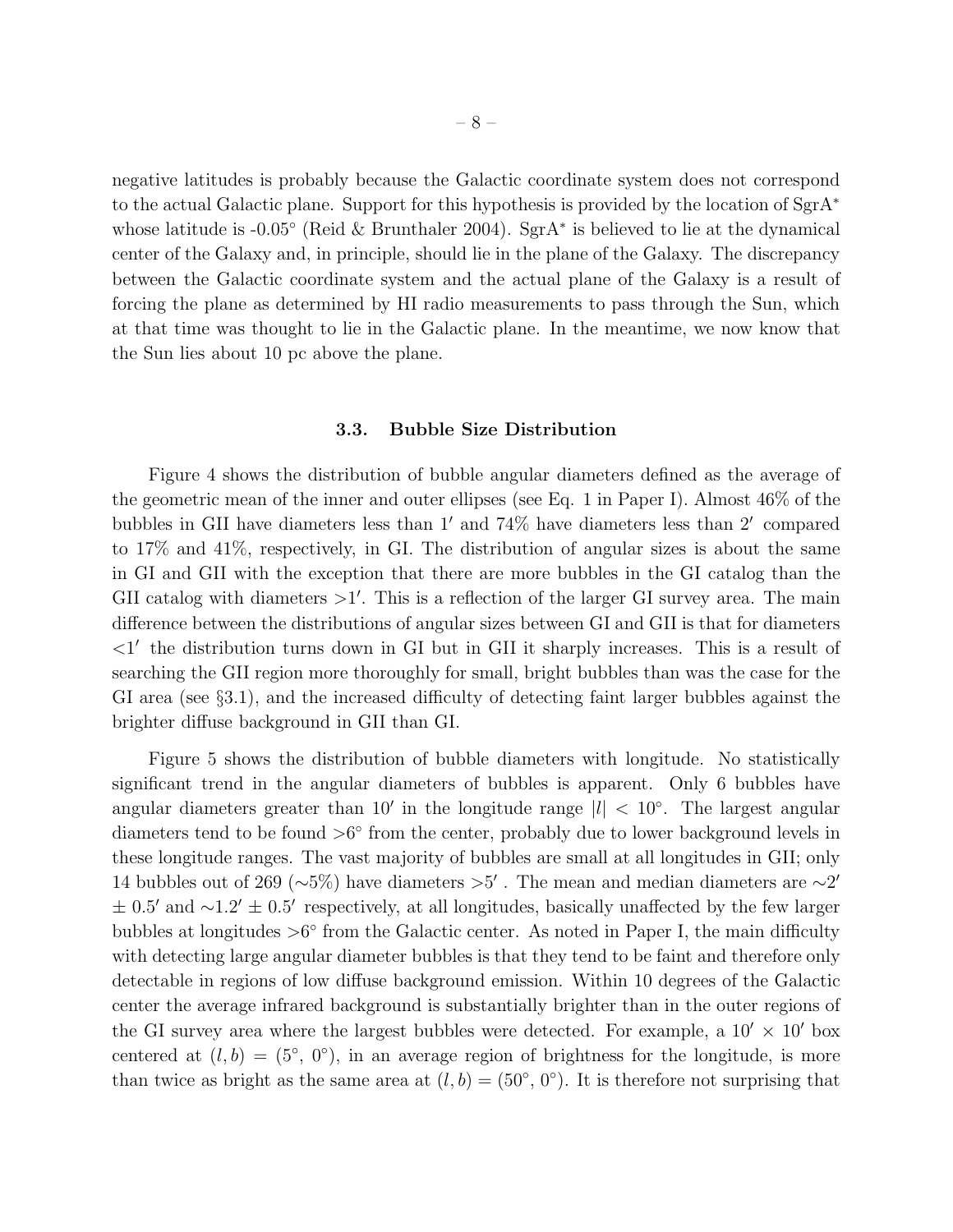negative latitudes is probably because the Galactic coordinate system does not correspond to the actual Galactic plane. Support for this hypothesis is provided by the location of SgrA$^*$ whose latitude is -0.05° (Reid & Brunthaler 2004). SgrA$^*$ is believed to lie at the dynamical center of the Galaxy and, in principle, should lie in the plane of the Galaxy. The discrepancy between the Galactic coordinate system and the actual plane of the Galaxy is a result of forcing the plane as determined by HI radio measurements to pass through the Sun, which at that time was thought to lie in the Galactic plane. In the meantime, we now know that the Sun lies about 10 pc above the plane.

### 3.3. Bubble Size Distribution

Figure 4 shows the distribution of bubble angular diameters defined as the average of the geometric mean of the inner and outer ellipses (see Eq. 1 in Paper I). Almost 46% of the bubbles in GII have diameters less than $1'$ and 74% have diameters less than $2'$ compared to 17% and 41%, respectively, in GI. The distribution of angular sizes is about the same in GI and GII with the exception that there are more bubbles in the GI catalog than the GII catalog with diameters $>1'$. This is a reflection of the larger GI survey area. The main difference between the distributions of angular sizes between GI and GII is that for diameters $<1'$ the distribution turns down in GI but in GII it sharply increases. This is a result of searching the GII region more thoroughly for small, bright bubbles than was the case for the GI area (see §3.1), and the increased difficulty of detecting faint larger bubbles against the brighter diffuse background in GII than GI.

Figure 5 shows the distribution of bubble diameters with longitude. No statistically significant trend in the angular diameters of bubbles is apparent. Only 6 bubbles have angular diameters greater than $10'$ in the longitude range $|l| < 10°$. The largest angular diameters tend to be found $>6°$ from the center, probably due to lower background levels in these longitude ranges. The vast majority of bubbles are small at all longitudes in GII; only 14 bubbles out of 269 (~5%) have diameters $>5'$ . The mean and median diameters are $\sim 2' \pm 0.5'$ and $\sim 1.2' \pm 0.5'$ respectively, at all longitudes, basically unaffected by the few larger bubbles at longitudes $>6°$ from the Galactic center. As noted in Paper I, the main difficulty with detecting large angular diameter bubbles is that they tend to be faint and therefore only detectable in regions of low diffuse background emission. Within 10 degrees of the Galactic center the average infrared background is substantially brighter than in the outer regions of the GI survey area where the largest bubbles were detected. For example, a $10' \times 10'$ box centered at $(l, b) = (5°, 0°)$, in an average region of brightness for the longitude, is more than twice as bright as the same area at $(l, b) = (50°, 0°)$. It is therefore not surprising that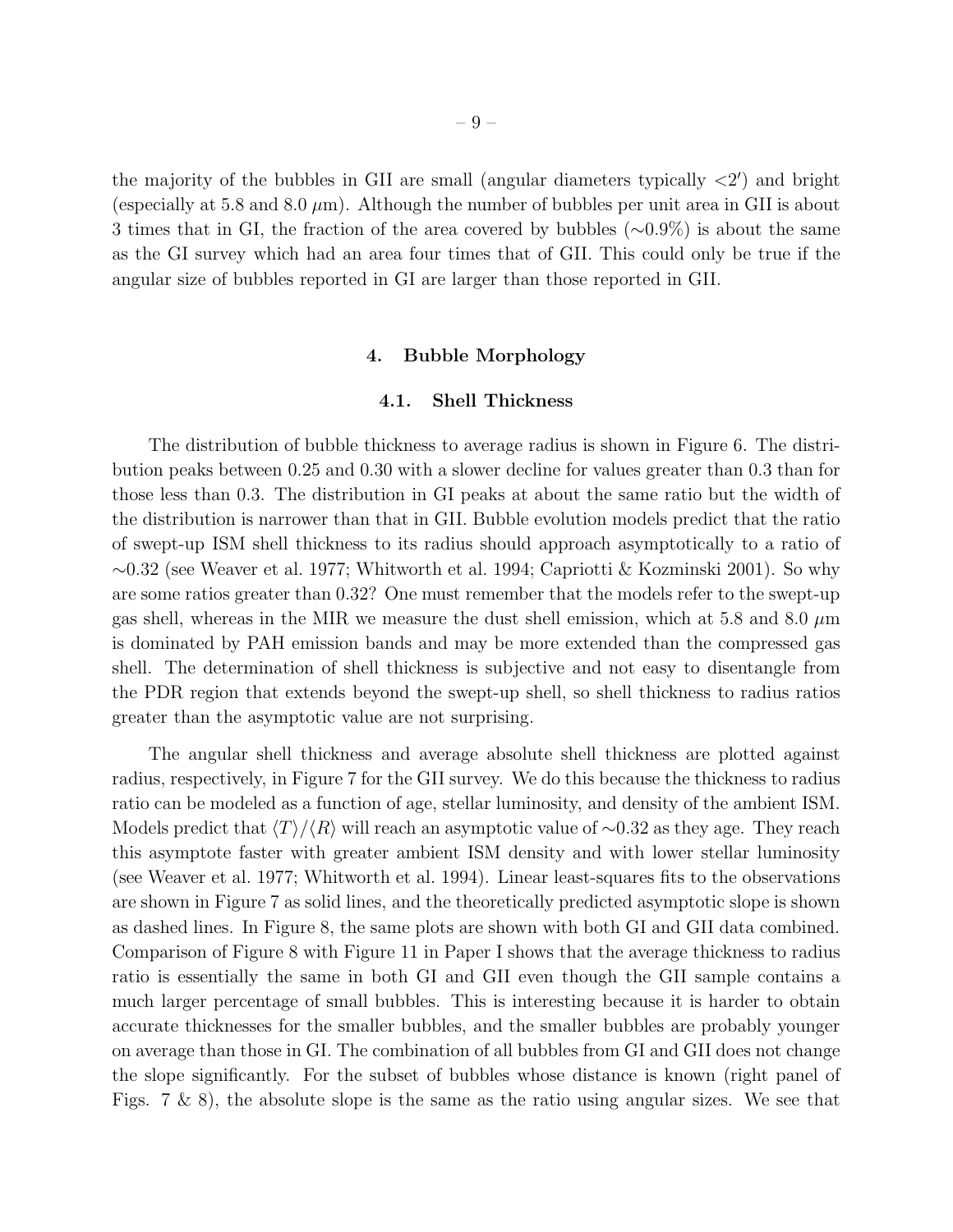the majority of the bubbles in GII are small (angular diameters typically $<2'$) and bright (especially at 5.8 and 8.0 $\mu$m). Although the number of bubbles per unit area in GII is about 3 times that in GI, the fraction of the area covered by bubbles ($\sim$0.9%) is about the same as the GI survey which had an area four times that of GII. This could only be true if the angular size of bubbles reported in GI are larger than those reported in GII.

## 4. Bubble Morphology

### 4.1. Shell Thickness

The distribution of bubble thickness to average radius is shown in Figure 6. The distribution peaks between 0.25 and 0.30 with a slower decline for values greater than 0.3 than for those less than 0.3. The distribution in GI peaks at about the same ratio but the width of the distribution is narrower than that in GII. Bubble evolution models predict that the ratio of swept-up ISM shell thickness to its radius should approach asymptotically to a ratio of $\sim$0.32 (see Weaver et al. 1977; Whitworth et al. 1994; Capriotti & Kozminski 2001). So why are some ratios greater than 0.32? One must remember that the models refer to the swept-up gas shell, whereas in the MIR we measure the dust shell emission, which at 5.8 and 8.0 $\mu$m is dominated by PAH emission bands and may be more extended than the compressed gas shell. The determination of shell thickness is subjective and not easy to disentangle from the PDR region that extends beyond the swept-up shell, so shell thickness to radius ratios greater than the asymptotic value are not surprising.

The angular shell thickness and average absolute shell thickness are plotted against radius, respectively, in Figure 7 for the GII survey. We do this because the thickness to radius ratio can be modeled as a function of age, stellar luminosity, and density of the ambient ISM. Models predict that $\langle T \rangle / \langle R \rangle$ will reach an asymptotic value of $\sim$0.32 as they age. They reach this asymptote faster with greater ambient ISM density and with lower stellar luminosity (see Weaver et al. 1977; Whitworth et al. 1994). Linear least-squares fits to the observations are shown in Figure 7 as solid lines, and the theoretically predicted asymptotic slope is shown as dashed lines. In Figure 8, the same plots are shown with both GI and GII data combined. Comparison of Figure 8 with Figure 11 in Paper I shows that the average thickness to radius ratio is essentially the same in both GI and GII even though the GII sample contains a much larger percentage of small bubbles. This is interesting because it is harder to obtain accurate thicknesses for the smaller bubbles, and the smaller bubbles are probably younger on average than those in GI. The combination of all bubbles from GI and GII does not change the slope significantly. For the subset of bubbles whose distance is known (right panel of Figs. 7 & 8), the absolute slope is the same as the ratio using angular sizes. We see that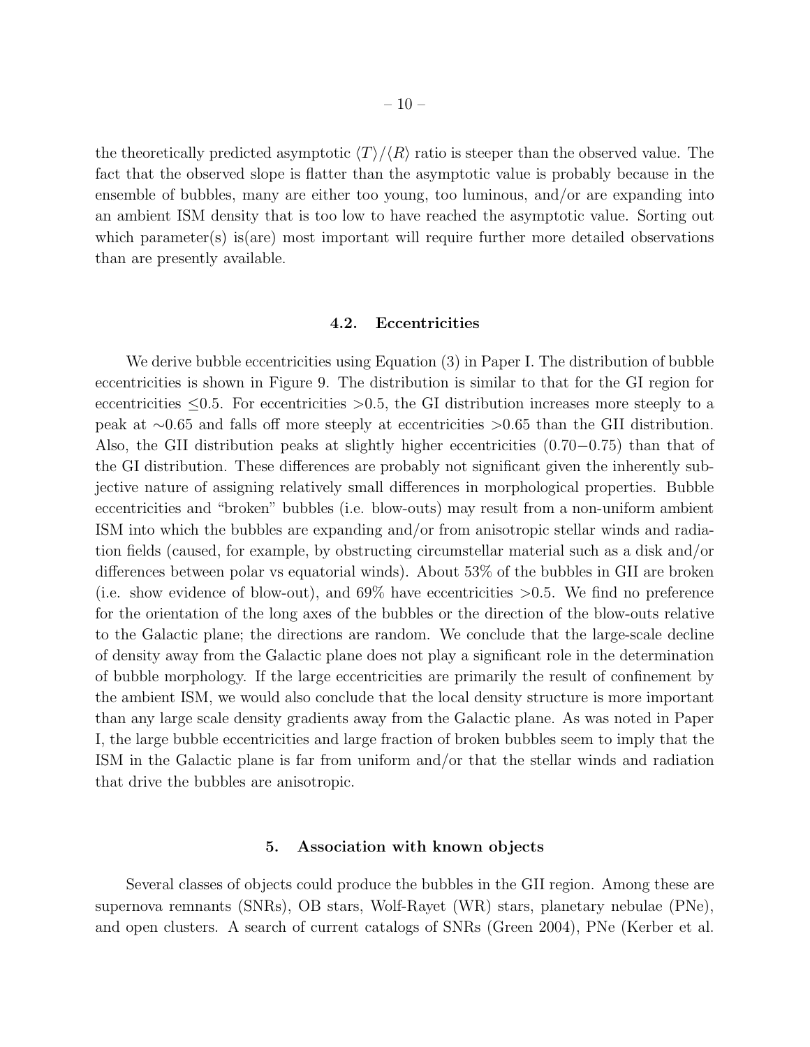the theoretically predicted asymptotic $\langle T \rangle / \langle R \rangle$ ratio is steeper than the observed value. The fact that the observed slope is flatter than the asymptotic value is probably because in the ensemble of bubbles, many are either too young, too luminous, and/or are expanding into an ambient ISM density that is too low to have reached the asymptotic value. Sorting out which parameter(s) is(are) most important will require further more detailed observations than are presently available.

### 4.2. Eccentricities

We derive bubble eccentricities using Equation (3) in Paper I. The distribution of bubble eccentricities is shown in Figure 9. The distribution is similar to that for the GI region for eccentricities $\leq$0.5. For eccentricities $>$0.5, the GI distribution increases more steeply to a peak at $\sim$0.65 and falls off more steeply at eccentricities $>$0.65 than the GII distribution. Also, the GII distribution peaks at slightly higher eccentricities (0.70−0.75) than that of the GI distribution. These differences are probably not significant given the inherently subjective nature of assigning relatively small differences in morphological properties. Bubble eccentricities and "broken" bubbles (i.e. blow-outs) may result from a non-uniform ambient ISM into which the bubbles are expanding and/or from anisotropic stellar winds and radiation fields (caused, for example, by obstructing circumstellar material such as a disk and/or differences between polar vs equatorial winds). About 53% of the bubbles in GII are broken (i.e. show evidence of blow-out), and 69% have eccentricities $>$0.5. We find no preference for the orientation of the long axes of the bubbles or the direction of the blow-outs relative to the Galactic plane; the directions are random. We conclude that the large-scale decline of density away from the Galactic plane does not play a significant role in the determination of bubble morphology. If the large eccentricities are primarily the result of confinement by the ambient ISM, we would also conclude that the local density structure is more important than any large scale density gradients away from the Galactic plane. As was noted in Paper I, the large bubble eccentricities and large fraction of broken bubbles seem to imply that the ISM in the Galactic plane is far from uniform and/or that the stellar winds and radiation that drive the bubbles are anisotropic.

## 5. Association with known objects

Several classes of objects could produce the bubbles in the GII region. Among these are supernova remnants (SNRs), OB stars, Wolf-Rayet (WR) stars, planetary nebulae (PNe), and open clusters. A search of current catalogs of SNRs (Green 2004), PNe (Kerber et al.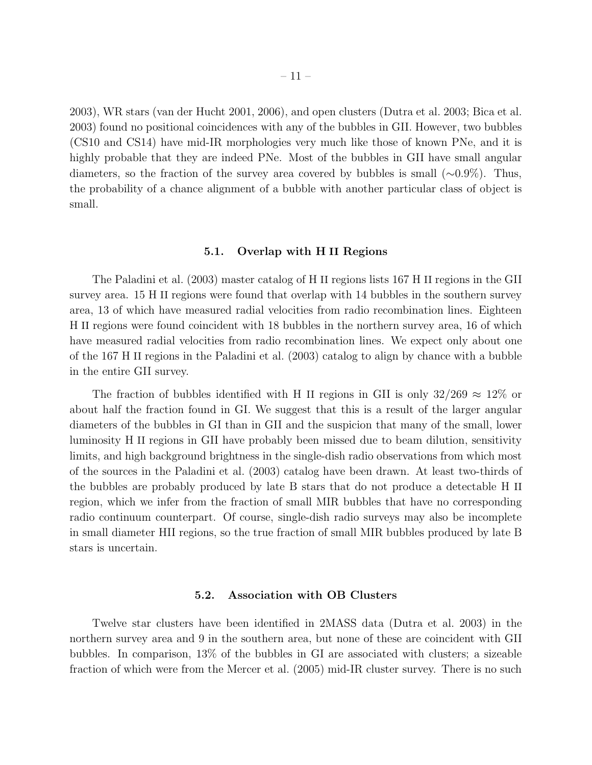2003), WR stars (van der Hucht 2001, 2006), and open clusters (Dutra et al. 2003; Bica et al. 2003) found no positional coincidences with any of the bubbles in GII. However, two bubbles (CS10 and CS14) have mid-IR morphologies very much like those of known PNe, and it is highly probable that they are indeed PNe. Most of the bubbles in GII have small angular diameters, so the fraction of the survey area covered by bubbles is small ($\sim$0.9%). Thus, the probability of a chance alignment of a bubble with another particular class of object is small.

### 5.1. Overlap with H II Regions

The Paladini et al. (2003) master catalog of H II regions lists 167 H II regions in the GII survey area. 15 H II regions were found that overlap with 14 bubbles in the southern survey area, 13 of which have measured radial velocities from radio recombination lines. Eighteen H II regions were found coincident with 18 bubbles in the northern survey area, 16 of which have measured radial velocities from radio recombination lines. We expect only about one of the 167 H II regions in the Paladini et al. (2003) catalog to align by chance with a bubble in the entire GII survey.

The fraction of bubbles identified with H II regions in GII is only $32/269 \approx 12\%$ or about half the fraction found in GI. We suggest that this is a result of the larger angular diameters of the bubbles in GI than in GII and the suspicion that many of the small, lower luminosity H II regions in GII have probably been missed due to beam dilution, sensitivity limits, and high background brightness in the single-dish radio observations from which most of the sources in the Paladini et al. (2003) catalog have been drawn. At least two-thirds of the bubbles are probably produced by late B stars that do not produce a detectable H II region, which we infer from the fraction of small MIR bubbles that have no corresponding radio continuum counterpart. Of course, single-dish radio surveys may also be incomplete in small diameter HII regions, so the true fraction of small MIR bubbles produced by late B stars is uncertain.

### 5.2. Association with OB Clusters

Twelve star clusters have been identified in 2MASS data (Dutra et al. 2003) in the northern survey area and 9 in the southern area, but none of these are coincident with GII bubbles. In comparison, 13% of the bubbles in GI are associated with clusters; a sizeable fraction of which were from the Mercer et al. (2005) mid-IR cluster survey. There is no such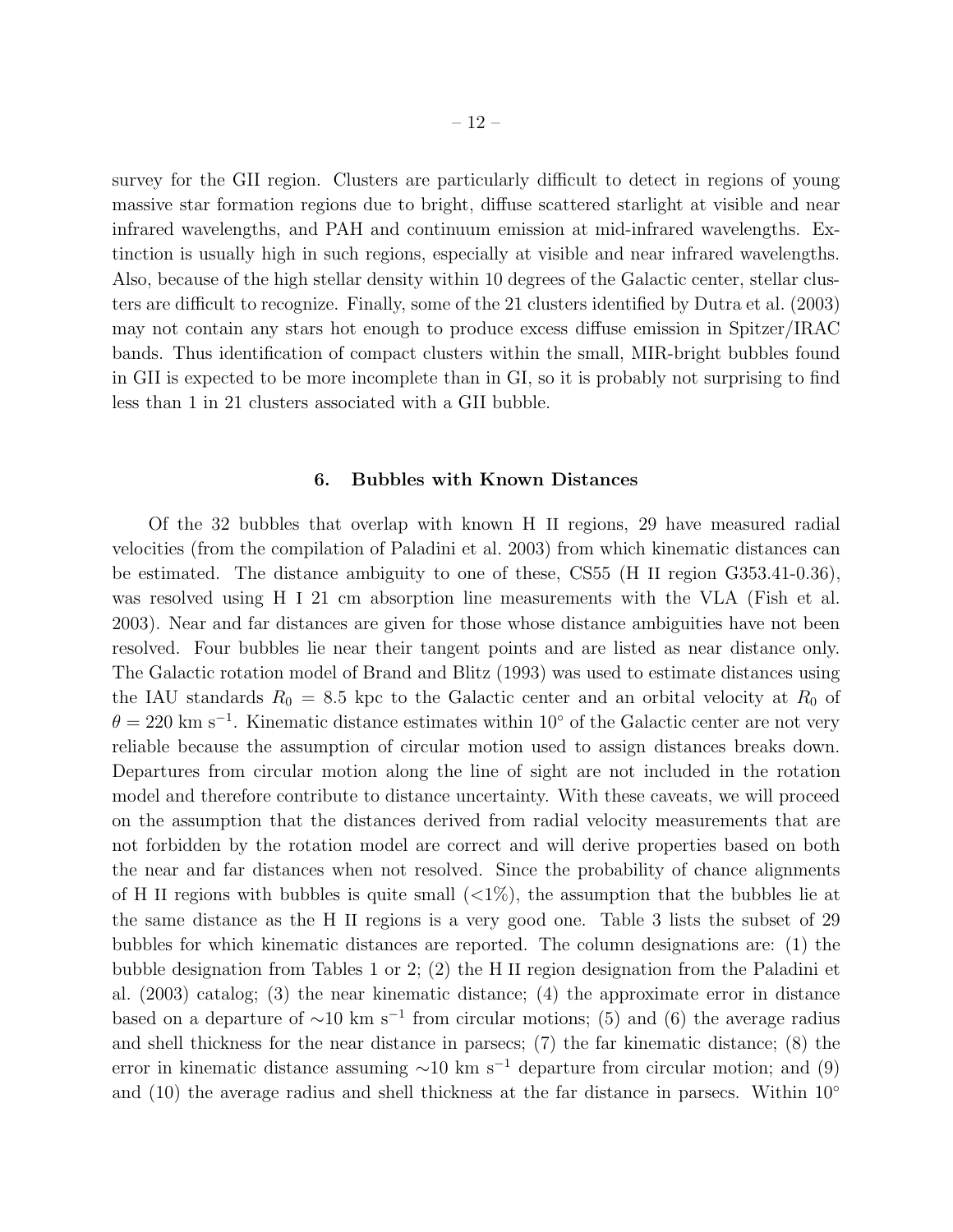survey for the GII region. Clusters are particularly difficult to detect in regions of young massive star formation regions due to bright, diffuse scattered starlight at visible and near infrared wavelengths, and PAH and continuum emission at mid-infrared wavelengths. Extinction is usually high in such regions, especially at visible and near infrared wavelengths. Also, because of the high stellar density within 10 degrees of the Galactic center, stellar clusters are difficult to recognize. Finally, some of the 21 clusters identified by Dutra et al. (2003) may not contain any stars hot enough to produce excess diffuse emission in Spitzer/IRAC bands. Thus identification of compact clusters within the small, MIR-bright bubbles found in GII is expected to be more incomplete than in GI, so it is probably not surprising to find less than 1 in 21 clusters associated with a GII bubble.

## 6. Bubbles with Known Distances

Of the 32 bubbles that overlap with known H II regions, 29 have measured radial velocities (from the compilation of Paladini et al. 2003) from which kinematic distances can be estimated. The distance ambiguity to one of these, CS55 (H II region G353.41-0.36), was resolved using H I 21 cm absorption line measurements with the VLA (Fish et al. 2003). Near and far distances are given for those whose distance ambiguities have not been resolved. Four bubbles lie near their tangent points and are listed as near distance only. The Galactic rotation model of Brand and Blitz (1993) was used to estimate distances using the IAU standards $R_0 = 8.5$ kpc to the Galactic center and an orbital velocity at $R_0$ of $\theta = 220$ km s$^{-1}$. Kinematic distance estimates within 10° of the Galactic center are not very reliable because the assumption of circular motion used to assign distances breaks down. Departures from circular motion along the line of sight are not included in the rotation model and therefore contribute to distance uncertainty. With these caveats, we will proceed on the assumption that the distances derived from radial velocity measurements that are not forbidden by the rotation model are correct and will derive properties based on both the near and far distances when not resolved. Since the probability of chance alignments of H II regions with bubbles is quite small (<1%), the assumption that the bubbles lie at the same distance as the H II regions is a very good one. Table 3 lists the subset of 29 bubbles for which kinematic distances are reported. The column designations are: (1) the bubble designation from Tables 1 or 2; (2) the H II region designation from the Paladini et al. (2003) catalog; (3) the near kinematic distance; (4) the approximate error in distance based on a departure of ∼10 km s$^{-1}$ from circular motions; (5) and (6) the average radius and shell thickness for the near distance in parsecs; (7) the far kinematic distance; (8) the error in kinematic distance assuming ∼10 km s$^{-1}$ departure from circular motion; and (9) and (10) the average radius and shell thickness at the far distance in parsecs. Within 10°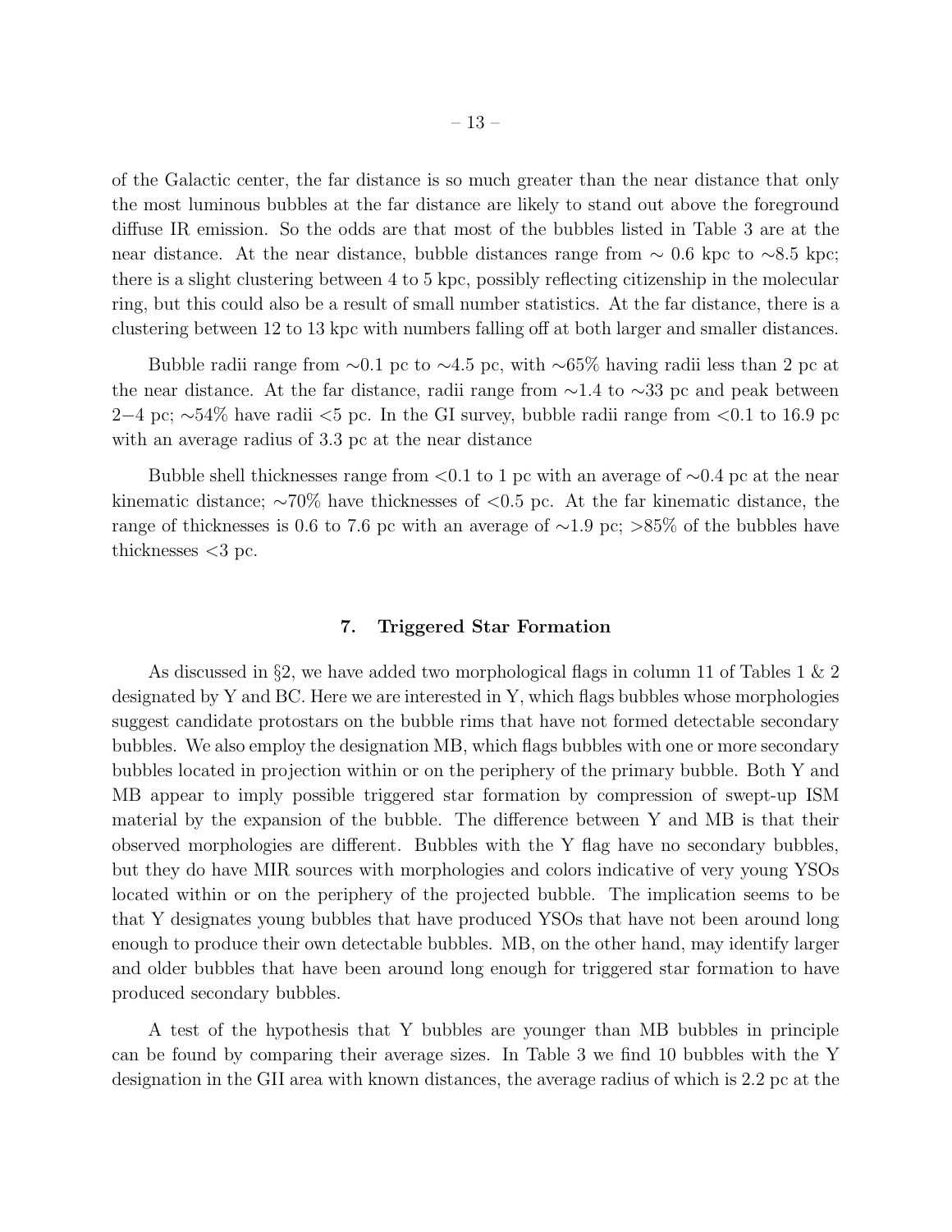of the Galactic center, the far distance is so much greater than the near distance that only the most luminous bubbles at the far distance are likely to stand out above the foreground diffuse IR emission. So the odds are that most of the bubbles listed in Table 3 are at the near distance. At the near distance, bubble distances range from $\sim$ 0.6 kpc to $\sim$8.5 kpc; there is a slight clustering between 4 to 5 kpc, possibly reflecting citizenship in the molecular ring, but this could also be a result of small number statistics. At the far distance, there is a clustering between 12 to 13 kpc with numbers falling off at both larger and smaller distances.

Bubble radii range from $\sim$0.1 pc to $\sim$4.5 pc, with $\sim$65% having radii less than 2 pc at the near distance. At the far distance, radii range from $\sim$1.4 to $\sim$33 pc and peak between 2$-$4 pc; $\sim$54% have radii <5 pc. In the GI survey, bubble radii range from <0.1 to 16.9 pc with an average radius of 3.3 pc at the near distance

Bubble shell thicknesses range from <0.1 to 1 pc with an average of $\sim$0.4 pc at the near kinematic distance; $\sim$70% have thicknesses of <0.5 pc. At the far kinematic distance, the range of thicknesses is 0.6 to 7.6 pc with an average of $\sim$1.9 pc; >85% of the bubbles have thicknesses <3 pc.

## 7. Triggered Star Formation

As discussed in §2, we have added two morphological flags in column 11 of Tables 1 & 2 designated by Y and BC. Here we are interested in Y, which flags bubbles whose morphologies suggest candidate protostars on the bubble rims that have not formed detectable secondary bubbles. We also employ the designation MB, which flags bubbles with one or more secondary bubbles located in projection within or on the periphery of the primary bubble. Both Y and MB appear to imply possible triggered star formation by compression of swept-up ISM material by the expansion of the bubble. The difference between Y and MB is that their observed morphologies are different. Bubbles with the Y flag have no secondary bubbles, but they do have MIR sources with morphologies and colors indicative of very young YSOs located within or on the periphery of the projected bubble. The implication seems to be that Y designates young bubbles that have produced YSOs that have not been around long enough to produce their own detectable bubbles. MB, on the other hand, may identify larger and older bubbles that have been around long enough for triggered star formation to have produced secondary bubbles.

A test of the hypothesis that Y bubbles are younger than MB bubbles in principle can be found by comparing their average sizes. In Table 3 we find 10 bubbles with the Y designation in the GII area with known distances, the average radius of which is 2.2 pc at the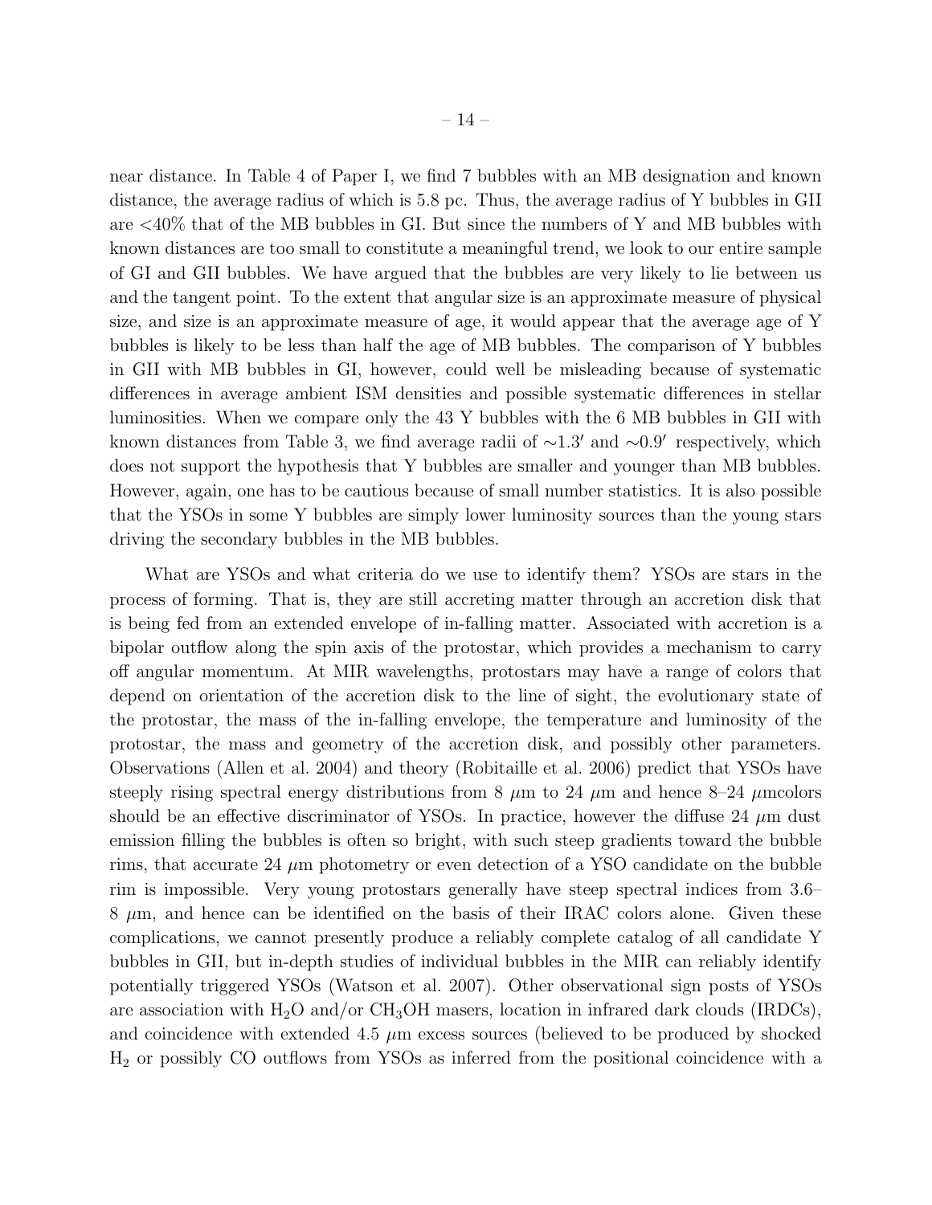near distance. In Table 4 of Paper I, we find 7 bubbles with an MB designation and known distance, the average radius of which is 5.8 pc. Thus, the average radius of Y bubbles in GII are <40% that of the MB bubbles in GI. But since the numbers of Y and MB bubbles with known distances are too small to constitute a meaningful trend, we look to our entire sample of GI and GII bubbles. We have argued that the bubbles are very likely to lie between us and the tangent point. To the extent that angular size is an approximate measure of physical size, and size is an approximate measure of age, it would appear that the average age of Y bubbles is likely to be less than half the age of MB bubbles. The comparison of Y bubbles in GII with MB bubbles in GI, however, could well be misleading because of systematic differences in average ambient ISM densities and possible systematic differences in stellar luminosities. When we compare only the 43 Y bubbles with the 6 MB bubbles in GII with known distances from Table 3, we find average radii of $\sim 1.3'$ and $\sim 0.9'$ respectively, which does not support the hypothesis that Y bubbles are smaller and younger than MB bubbles. However, again, one has to be cautious because of small number statistics. It is also possible that the YSOs in some Y bubbles are simply lower luminosity sources than the young stars driving the secondary bubbles in the MB bubbles.

What are YSOs and what criteria do we use to identify them? YSOs are stars in the process of forming. That is, they are still accreting matter through an accretion disk that is being fed from an extended envelope of in-falling matter. Associated with accretion is a bipolar outflow along the spin axis of the protostar, which provides a mechanism to carry off angular momentum. At MIR wavelengths, protostars may have a range of colors that depend on orientation of the accretion disk to the line of sight, the evolutionary state of the protostar, the mass of the in-falling envelope, the temperature and luminosity of the protostar, the mass and geometry of the accretion disk, and possibly other parameters. Observations (Allen et al. 2004) and theory (Robitaille et al. 2006) predict that YSOs have steeply rising spectral energy distributions from 8 $\mu$m to 24 $\mu$m and hence 8–24 $\mu$mcolors should be an effective discriminator of YSOs. In practice, however the diffuse 24 $\mu$m dust emission filling the bubbles is often so bright, with such steep gradients toward the bubble rims, that accurate 24 $\mu$m photometry or even detection of a YSO candidate on the bubble rim is impossible. Very young protostars generally have steep spectral indices from 3.6–8 $\mu$m, and hence can be identified on the basis of their IRAC colors alone. Given these complications, we cannot presently produce a reliably complete catalog of all candidate Y bubbles in GII, but in-depth studies of individual bubbles in the MIR can reliably identify potentially triggered YSOs (Watson et al. 2007). Other observational sign posts of YSOs are association with $H_2O$ and/or $CH_3OH$ masers, location in infrared dark clouds (IRDCs), and coincidence with extended 4.5 $\mu$m excess sources (believed to be produced by shocked $H_2$ or possibly CO outflows from YSOs as inferred from the positional coincidence with a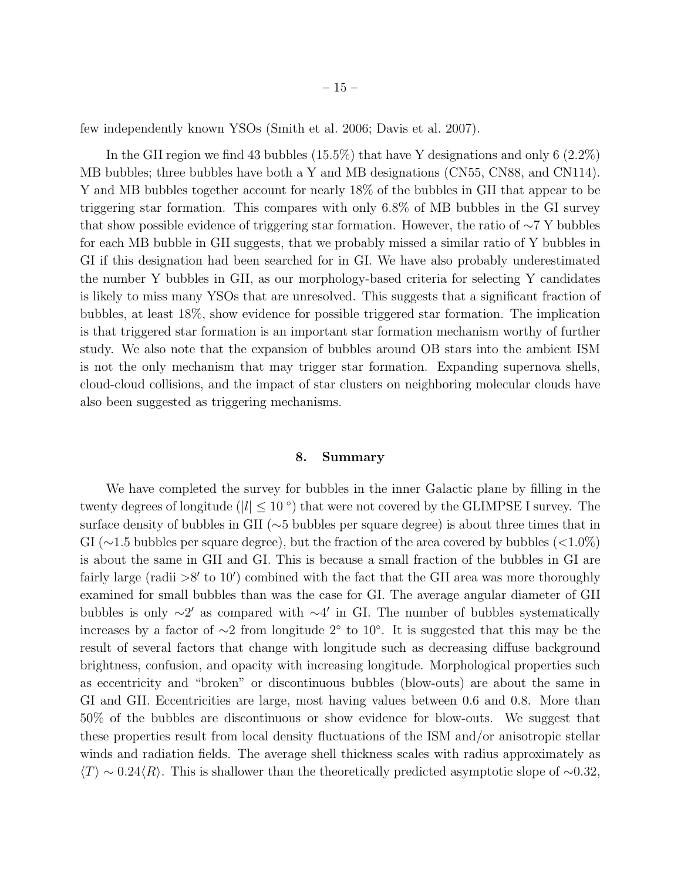few independently known YSOs (Smith et al. 2006; Davis et al. 2007).

In the GII region we find 43 bubbles (15.5%) that have Y designations and only 6 (2.2%) MB bubbles; three bubbles have both a Y and MB designations (CN55, CN88, and CN114). Y and MB bubbles together account for nearly 18% of the bubbles in GII that appear to be triggering star formation. This compares with only 6.8% of MB bubbles in the GI survey that show possible evidence of triggering star formation. However, the ratio of $\sim$7 Y bubbles for each MB bubble in GII suggests, that we probably missed a similar ratio of Y bubbles in GI if this designation had been searched for in GI. We have also probably underestimated the number Y bubbles in GII, as our morphology-based criteria for selecting Y candidates is likely to miss many YSOs that are unresolved. This suggests that a significant fraction of bubbles, at least 18%, show evidence for possible triggered star formation. The implication is that triggered star formation is an important star formation mechanism worthy of further study. We also note that the expansion of bubbles around OB stars into the ambient ISM is not the only mechanism that may trigger star formation. Expanding supernova shells, cloud-cloud collisions, and the impact of star clusters on neighboring molecular clouds have also been suggested as triggering mechanisms.

## 8. Summary

We have completed the survey for bubbles in the inner Galactic plane by filling in the twenty degrees of longitude ($|l| \leq 10\,^{\circ}$) that were not covered by the GLIMPSE I survey. The surface density of bubbles in GII ($\sim$5 bubbles per square degree) is about three times that in GI ($\sim$1.5 bubbles per square degree), but the fraction of the area covered by bubbles ($<$1.0%) is about the same in GII and GI. This is because a small fraction of the bubbles in GI are fairly large (radii $>8'$ to $10'$) combined with the fact that the GII area was more thoroughly examined for small bubbles than was the case for GI. The average angular diameter of GII bubbles is only $\sim 2'$ as compared with $\sim 4'$ in GI. The number of bubbles systematically increases by a factor of $\sim$2 from longitude $2^{\circ}$ to $10^{\circ}$. It is suggested that this may be the result of several factors that change with longitude such as decreasing diffuse background brightness, confusion, and opacity with increasing longitude. Morphological properties such as eccentricity and "broken" or discontinuous bubbles (blow-outs) are about the same in GI and GII. Eccentricities are large, most having values between 0.6 and 0.8. More than 50% of the bubbles are discontinuous or show evidence for blow-outs. We suggest that these properties result from local density fluctuations of the ISM and/or anisotropic stellar winds and radiation fields. The average shell thickness scales with radius approximately as $\langle T \rangle \sim 0.24 \langle R \rangle$. This is shallower than the theoretically predicted asymptotic slope of $\sim$0.32,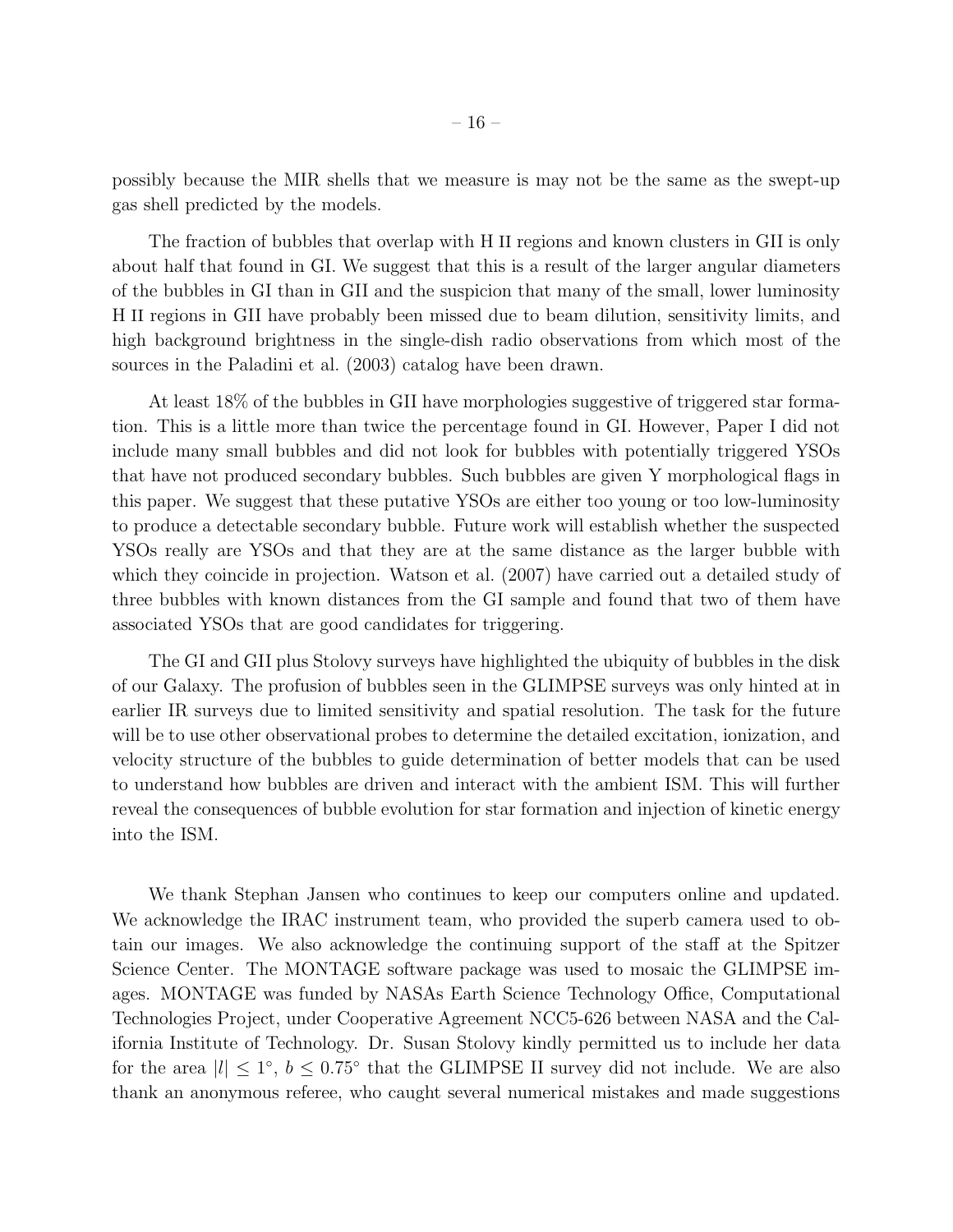possibly because the MIR shells that we measure is may not be the same as the swept-up gas shell predicted by the models.

The fraction of bubbles that overlap with H II regions and known clusters in GII is only about half that found in GI. We suggest that this is a result of the larger angular diameters of the bubbles in GI than in GII and the suspicion that many of the small, lower luminosity H II regions in GII have probably been missed due to beam dilution, sensitivity limits, and high background brightness in the single-dish radio observations from which most of the sources in the Paladini et al. (2003) catalog have been drawn.

At least 18% of the bubbles in GII have morphologies suggestive of triggered star formation. This is a little more than twice the percentage found in GI. However, Paper I did not include many small bubbles and did not look for bubbles with potentially triggered YSOs that have not produced secondary bubbles. Such bubbles are given Y morphological flags in this paper. We suggest that these putative YSOs are either too young or too low-luminosity to produce a detectable secondary bubble. Future work will establish whether the suspected YSOs really are YSOs and that they are at the same distance as the larger bubble with which they coincide in projection. Watson et al. (2007) have carried out a detailed study of three bubbles with known distances from the GI sample and found that two of them have associated YSOs that are good candidates for triggering.

The GI and GII plus Stolovy surveys have highlighted the ubiquity of bubbles in the disk of our Galaxy. The profusion of bubbles seen in the GLIMPSE surveys was only hinted at in earlier IR surveys due to limited sensitivity and spatial resolution. The task for the future will be to use other observational probes to determine the detailed excitation, ionization, and velocity structure of the bubbles to guide determination of better models that can be used to understand how bubbles are driven and interact with the ambient ISM. This will further reveal the consequences of bubble evolution for star formation and injection of kinetic energy into the ISM.

We thank Stephan Jansen who continues to keep our computers online and updated. We acknowledge the IRAC instrument team, who provided the superb camera used to obtain our images. We also acknowledge the continuing support of the staff at the Spitzer Science Center. The MONTAGE software package was used to mosaic the GLIMPSE images. MONTAGE was funded by NASAs Earth Science Technology Office, Computational Technologies Project, under Cooperative Agreement NCC5-626 between NASA and the California Institute of Technology. Dr. Susan Stolovy kindly permitted us to include her data for the area $|l| \leq 1^{\circ}$, $b \leq 0.75^{\circ}$ that the GLIMPSE II survey did not include. We are also thank an anonymous referee, who caught several numerical mistakes and made suggestions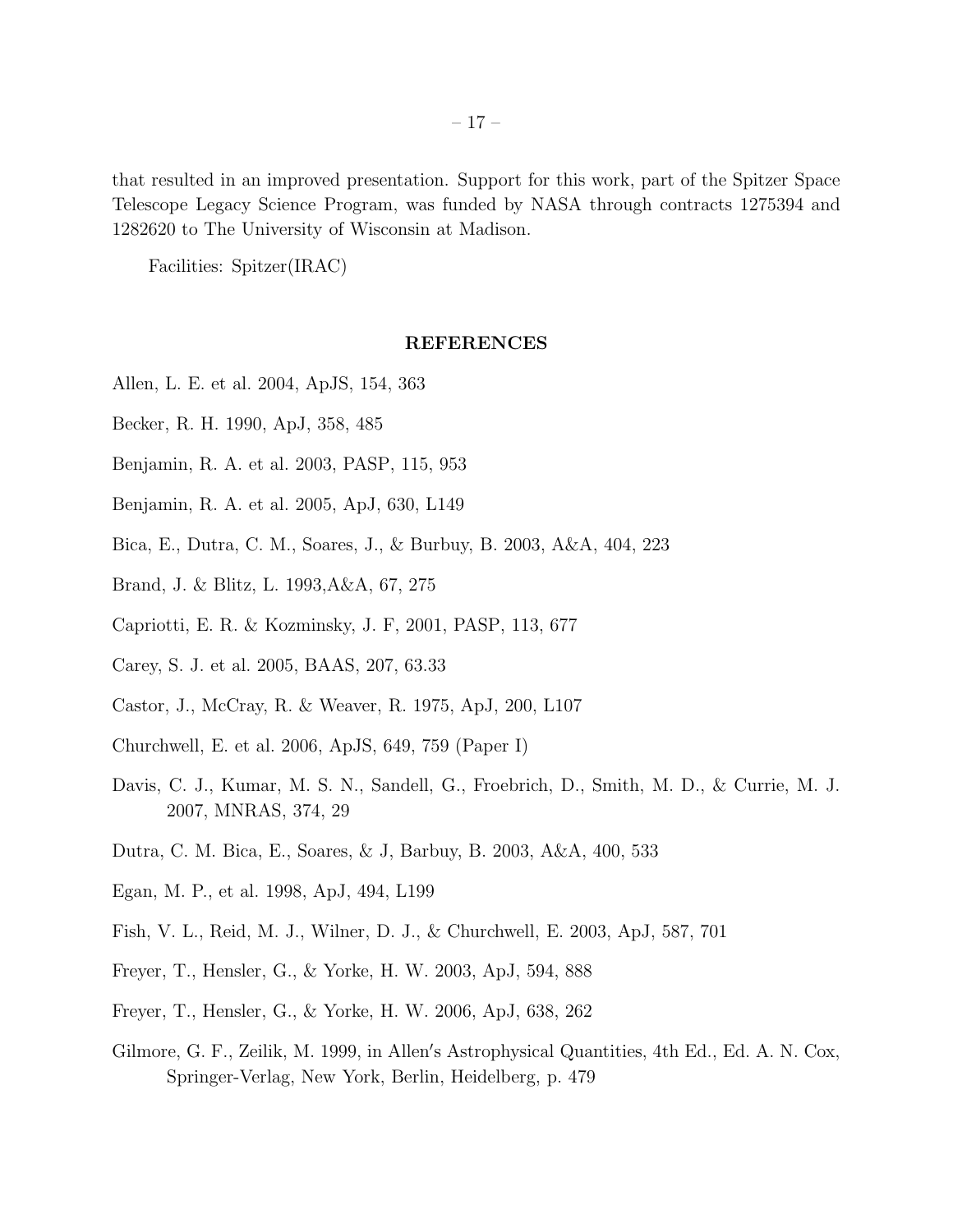that resulted in an improved presentation. Support for this work, part of the Spitzer Space Telescope Legacy Science Program, was funded by NASA through contracts 1275394 and 1282620 to The University of Wisconsin at Madison.

Facilities: Spitzer(IRAC)

## REFERENCES

Allen, L. E. et al. 2004, ApJS, 154, 363

Becker, R. H. 1990, ApJ, 358, 485

Benjamin, R. A. et al. 2003, PASP, 115, 953

Benjamin, R. A. et al. 2005, ApJ, 630, L149

Bica, E., Dutra, C. M., Soares, J., & Burbuy, B. 2003, A&A, 404, 223

Brand, J. & Blitz, L. 1993,A&A, 67, 275

Capriotti, E. R. & Kozminsky, J. F, 2001, PASP, 113, 677

Carey, S. J. et al. 2005, BAAS, 207, 63.33

Castor, J., McCray, R. & Weaver, R. 1975, ApJ, 200, L107

Churchwell, E. et al. 2006, ApJS, 649, 759 (Paper I)

Davis, C. J., Kumar, M. S. N., Sandell, G., Froebrich, D., Smith, M. D., & Currie, M. J. 2007, MNRAS, 374, 29

Dutra, C. M. Bica, E., Soares, & J, Barbuy, B. 2003, A&A, 400, 533

Egan, M. P., et al. 1998, ApJ, 494, L199

Fish, V. L., Reid, M. J., Wilner, D. J., & Churchwell, E. 2003, ApJ, 587, 701

Freyer, T., Hensler, G., & Yorke, H. W. 2003, ApJ, 594, 888

Freyer, T., Hensler, G., & Yorke, H. W. 2006, ApJ, 638, 262

Gilmore, G. F., Zeilik, M. 1999, in Allen′s Astrophysical Quantities, 4th Ed., Ed. A. N. Cox, Springer-Verlag, New York, Berlin, Heidelberg, p. 479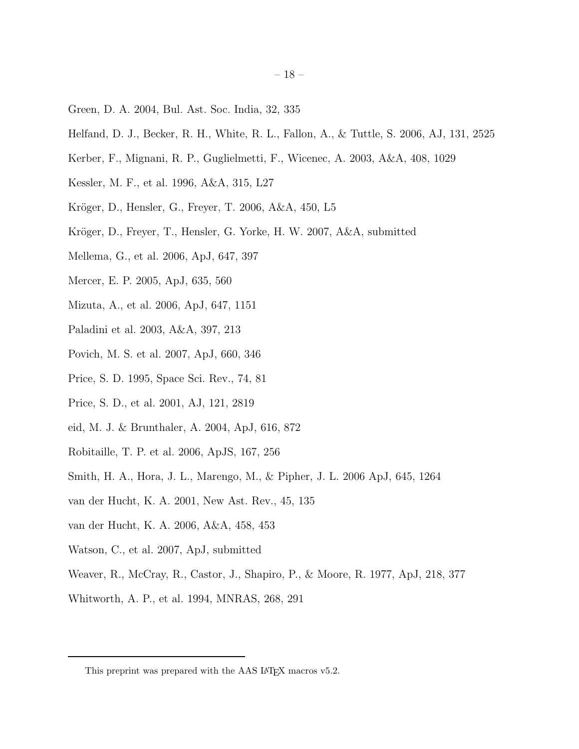Green, D. A. 2004, Bul. Ast. Soc. India, 32, 335

Helfand, D. J., Becker, R. H., White, R. L., Fallon, A., & Tuttle, S. 2006, AJ, 131, 2525

Kerber, F., Mignani, R. P., Guglielmetti, F., Wicenec, A. 2003, A&A, 408, 1029

Kessler, M. F., et al. 1996, A&A, 315, L27

Kröger, D., Hensler, G., Freyer, T. 2006, A&A, 450, L5

Kröger, D., Freyer, T., Hensler, G. Yorke, H. W. 2007, A&A, submitted

Mellema, G., et al. 2006, ApJ, 647, 397

Mercer, E. P. 2005, ApJ, 635, 560

Mizuta, A., et al. 2006, ApJ, 647, 1151

Paladini et al. 2003, A&A, 397, 213

Povich, M. S. et al. 2007, ApJ, 660, 346

Price, S. D. 1995, Space Sci. Rev., 74, 81

Price, S. D., et al. 2001, AJ, 121, 2819

eid, M. J. & Brunthaler, A. 2004, ApJ, 616, 872

Robitaille, T. P. et al. 2006, ApJS, 167, 256

Smith, H. A., Hora, J. L., Marengo, M., & Pipher, J. L. 2006 ApJ, 645, 1264

van der Hucht, K. A. 2001, New Ast. Rev., 45, 135

van der Hucht, K. A. 2006, A&A, 458, 453

Watson, C., et al. 2007, ApJ, submitted

Weaver, R., McCray, R., Castor, J., Shapiro, P., & Moore, R. 1977, ApJ, 218, 377

Whitworth, A. P., et al. 1994, MNRAS, 268, 291

---

This preprint was prepared with the AAS LaTeX macros v5.2.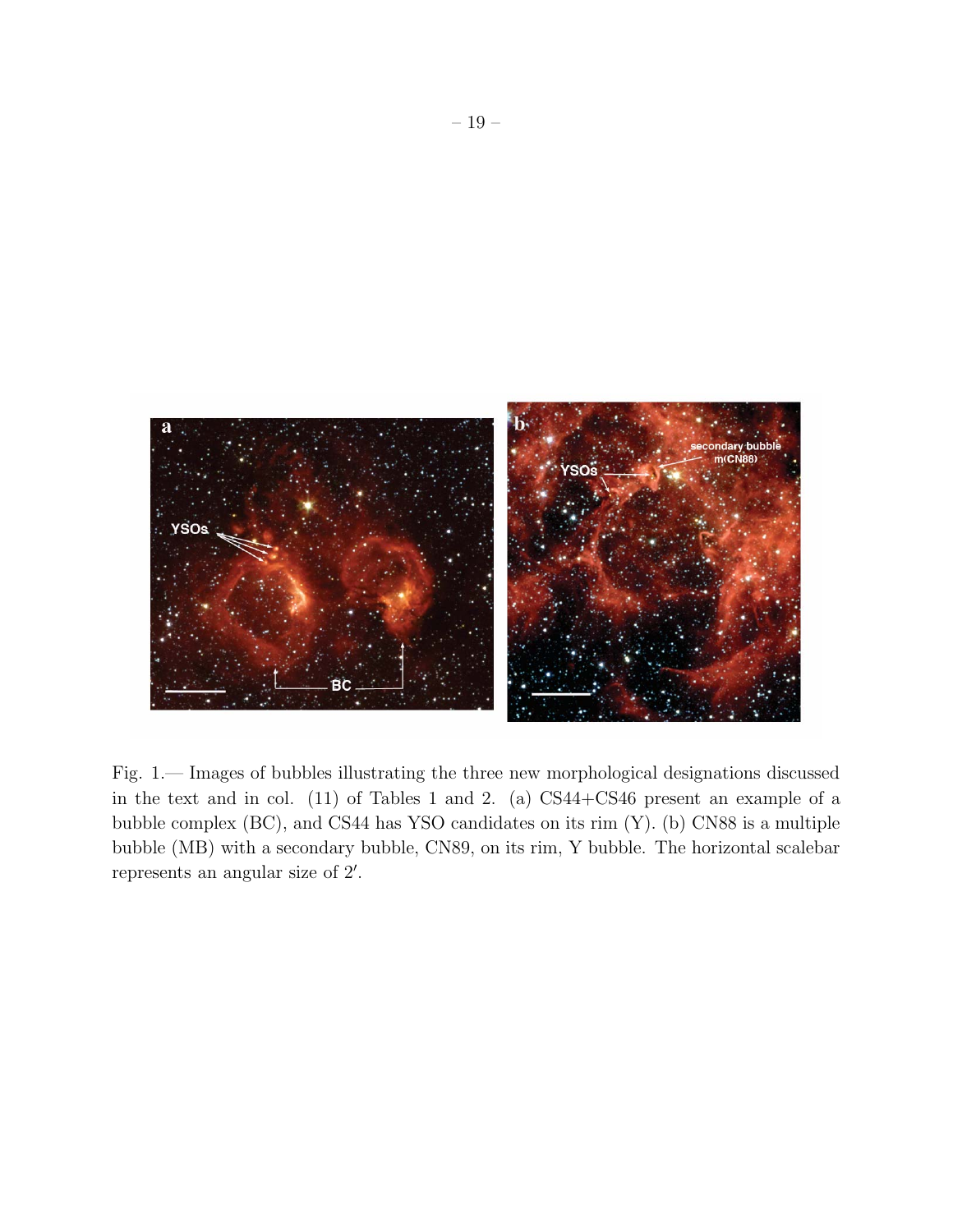Fig. 1.— Images of bubbles illustrating the three new morphological designations discussed in the text and in col. (11) of Tables 1 and 2. (a) CS44+CS46 present an example of a bubble complex (BC), and CS44 has YSO candidates on its rim (Y). (b) CN88 is a multiple bubble (MB) with a secondary bubble, CN89, on its rim, Y bubble. The horizontal scalebar represents an angular size of $2'$.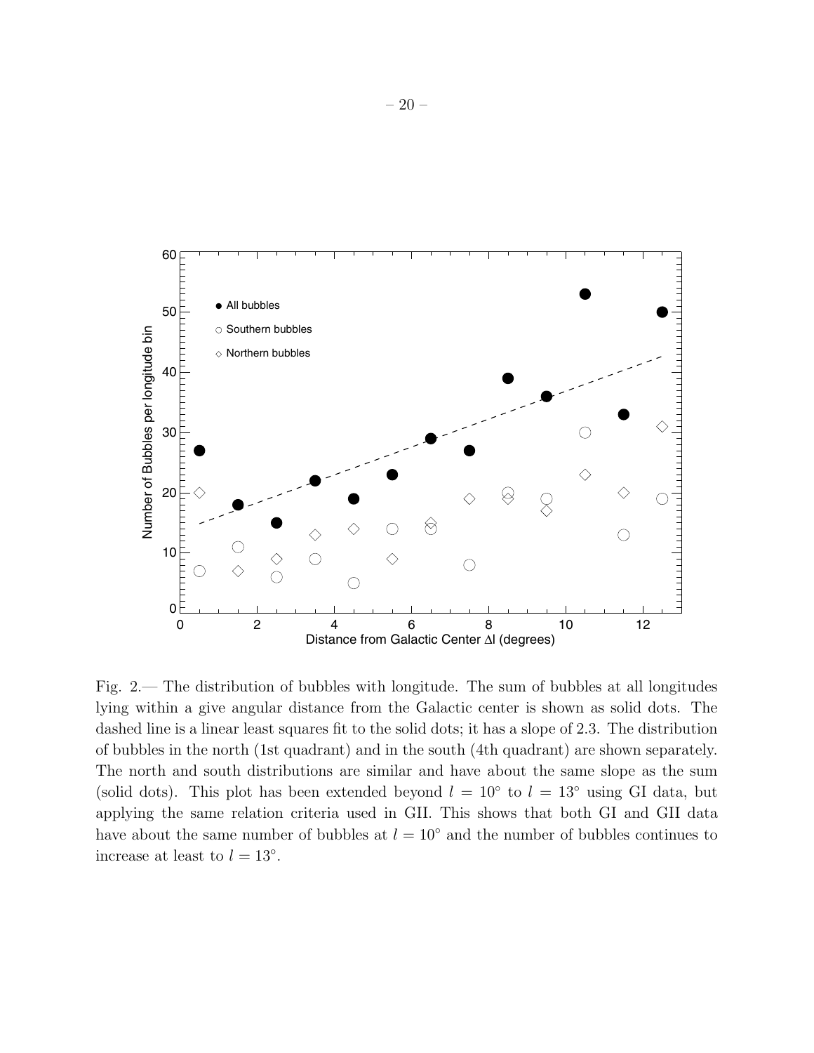Fig. 2.— The distribution of bubbles with longitude. The sum of bubbles at all longitudes lying within a give angular distance from the Galactic center is shown as solid dots. The dashed line is a linear least squares fit to the solid dots; it has a slope of 2.3. The distribution of bubbles in the north (1st quadrant) and in the south (4th quadrant) are shown separately. The north and south distributions are similar and have about the same slope as the sum (solid dots). This plot has been extended beyond $l = 10^{\circ}$ to $l = 13^{\circ}$ using GI data, but applying the same relation criteria used in GII. This shows that both GI and GII data have about the same number of bubbles at $l = 10^{\circ}$ and the number of bubbles continues to increase at least to $l = 13^{\circ}$.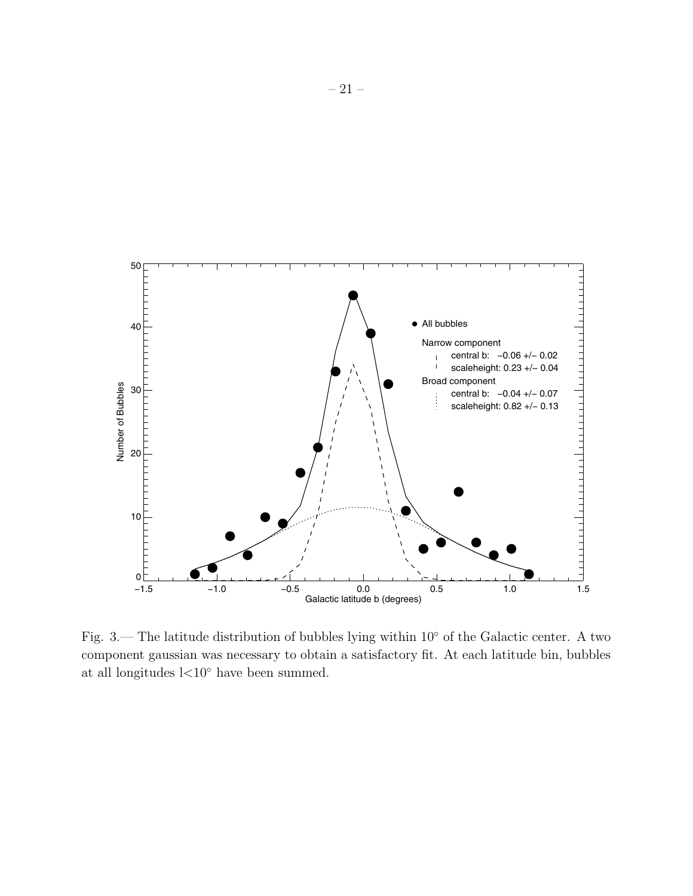Fig. 3.— The latitude distribution of bubbles lying within 10° of the Galactic center. A two component gaussian was necessary to obtain a satisfactory fit. At each latitude bin, bubbles at all longitudes l<10° have been summed.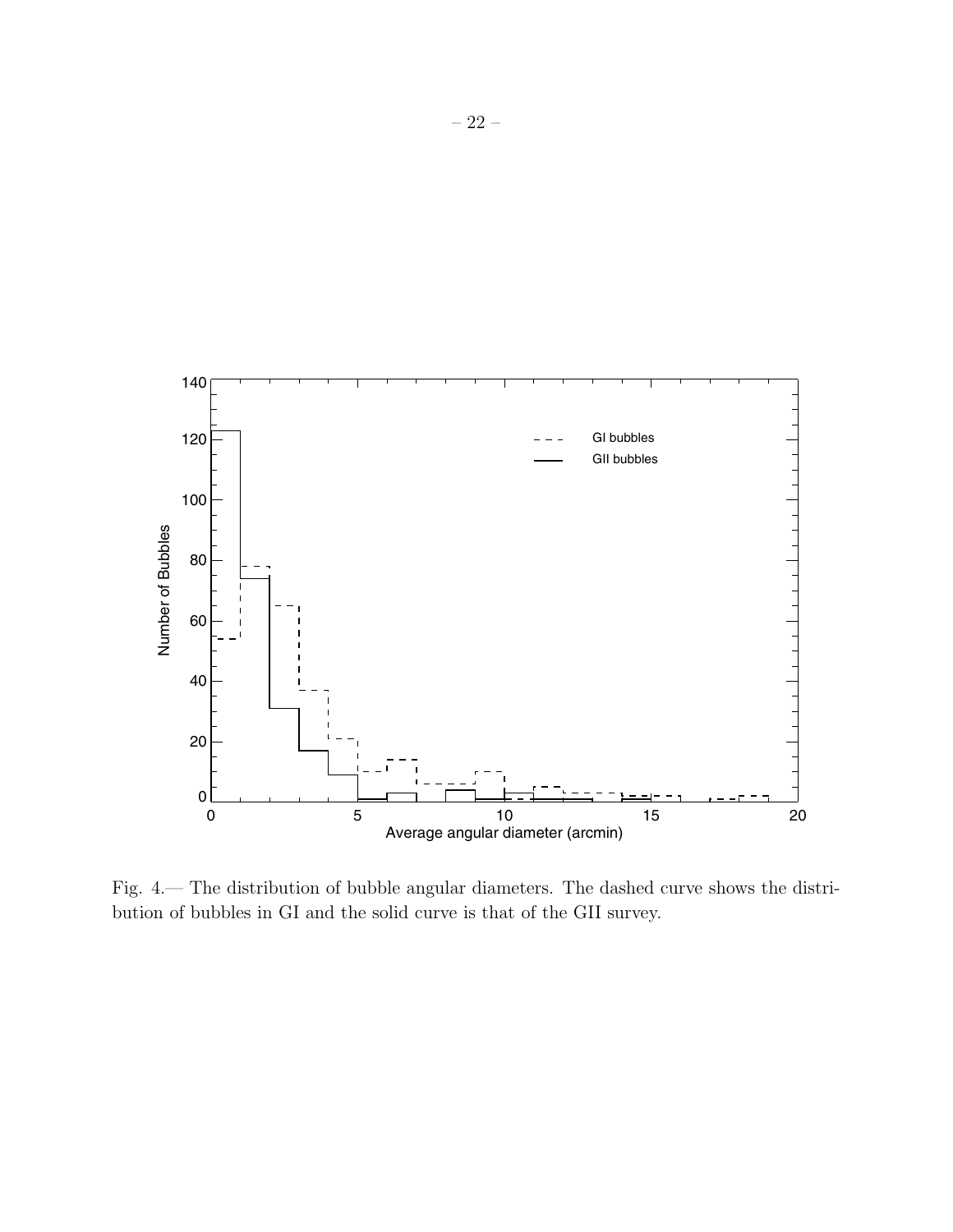Fig. 4.— The distribution of bubble angular diameters. The dashed curve shows the distribution of bubbles in GI and the solid curve is that of the GII survey.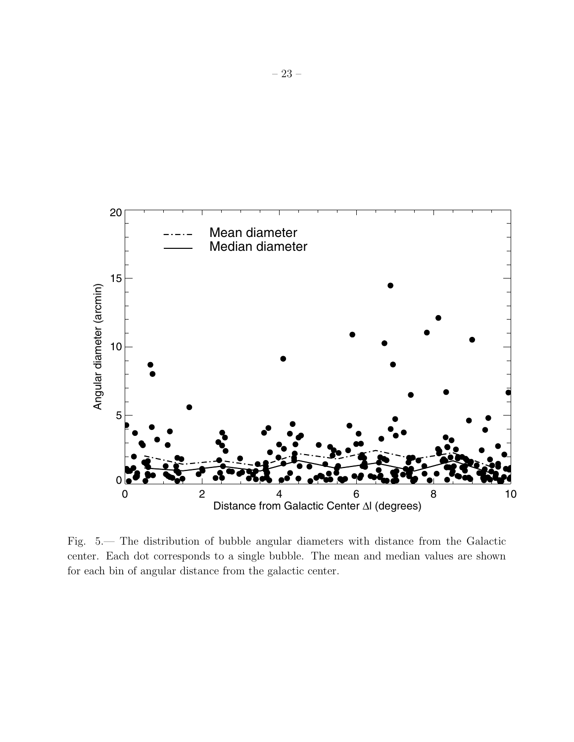Fig. 5.— The distribution of bubble angular diameters with distance from the Galactic center. Each dot corresponds to a single bubble. The mean and median values are shown for each bin of angular distance from the galactic center.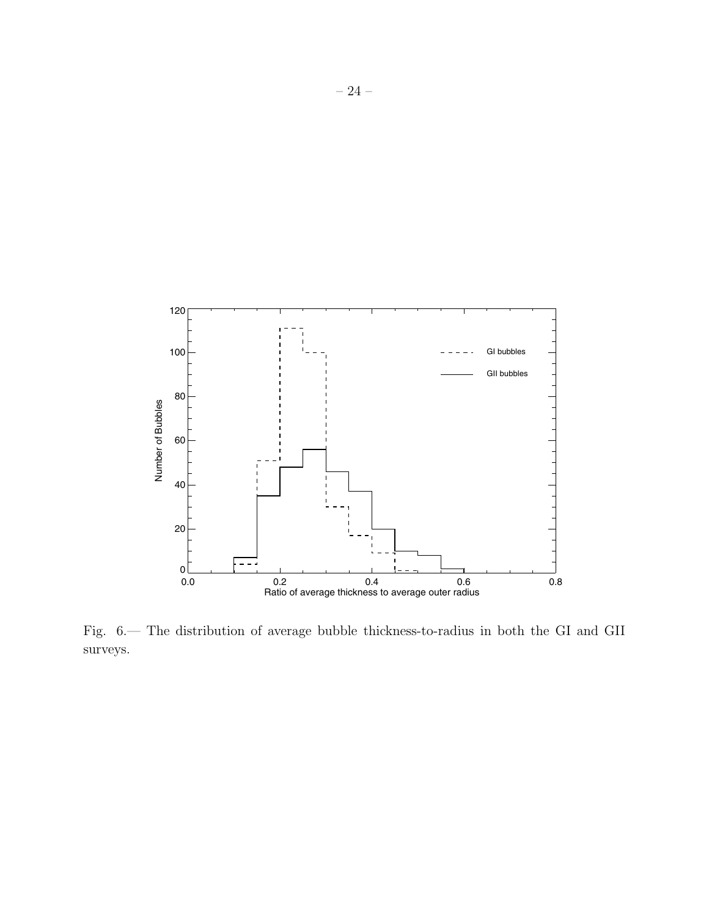Fig. 6.— The distribution of average bubble thickness-to-radius in both the GI and GII surveys.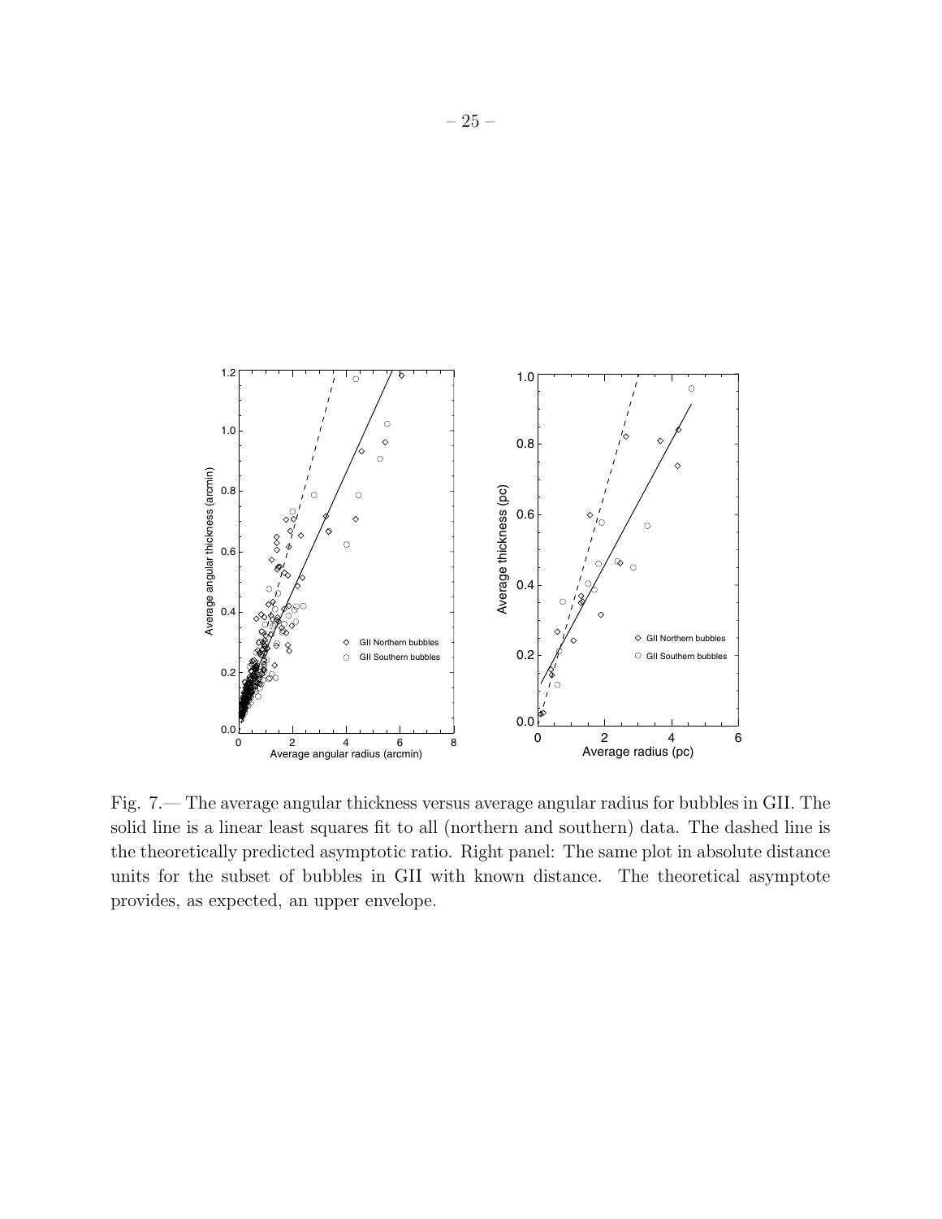Fig. 7.— The average angular thickness versus average angular radius for bubbles in GII. The solid line is a linear least squares fit to all (northern and southern) data. The dashed line is the theoretically predicted asymptotic ratio. Right panel: The same plot in absolute distance units for the subset of bubbles in GII with known distance. The theoretical asymptote provides, as expected, an upper envelope.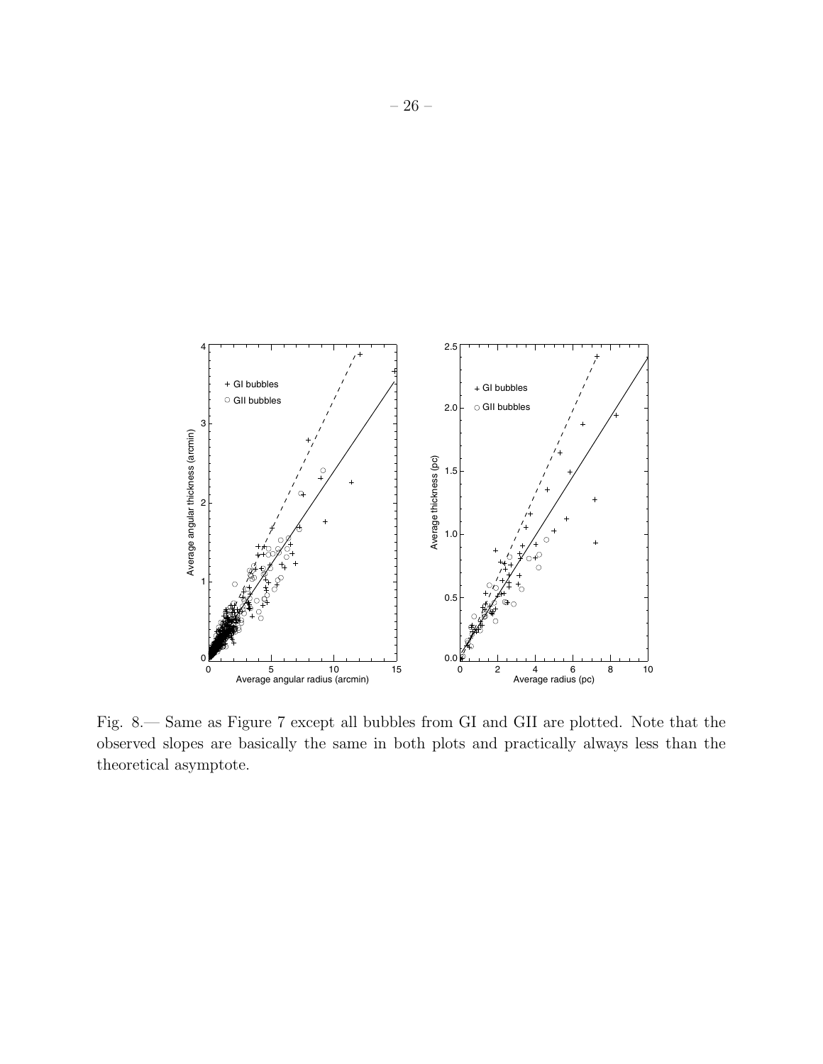Fig. 8.— Same as Figure 7 except all bubbles from GI and GII are plotted. Note that the observed slopes are basically the same in both plots and practically always less than the theoretical asymptote.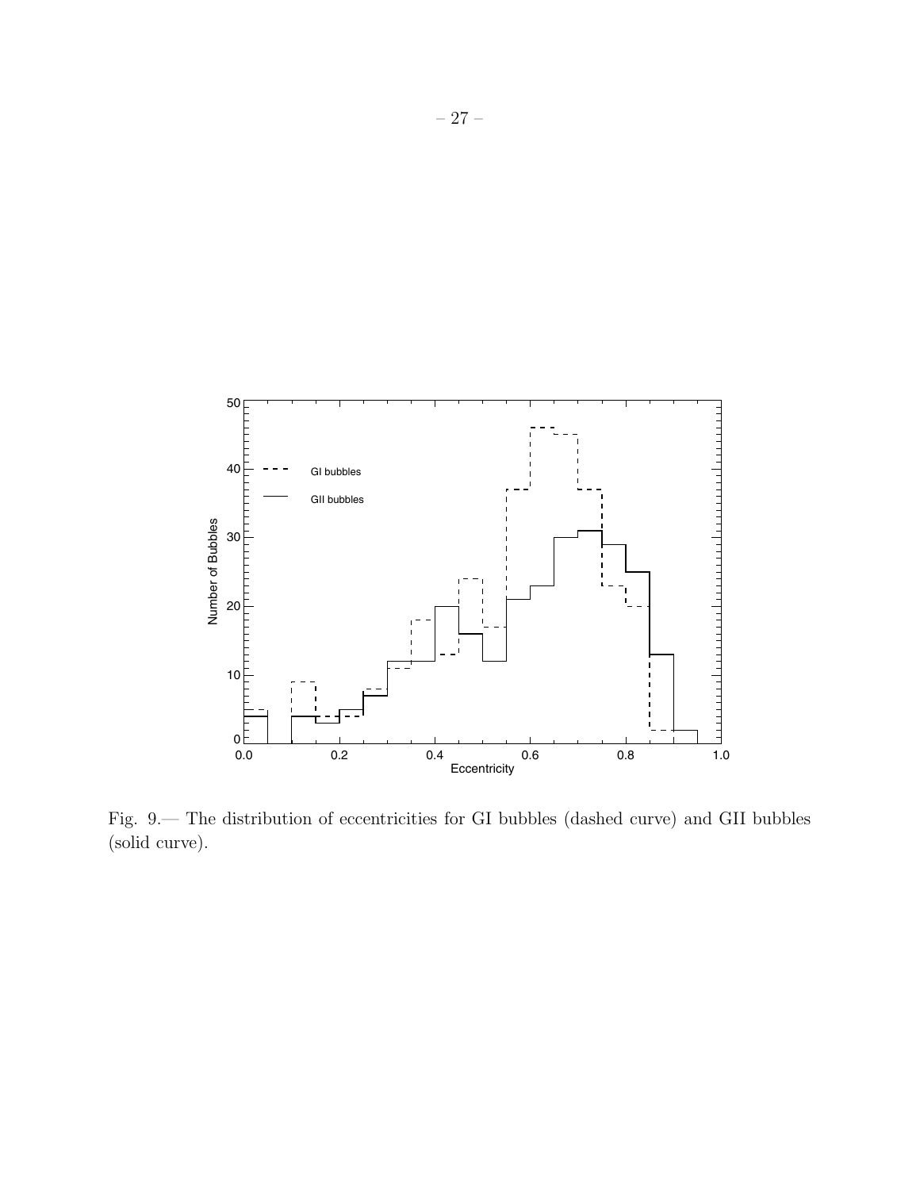Fig. 9.— The distribution of eccentricities for GI bubbles (dashed curve) and GII bubbles (solid curve).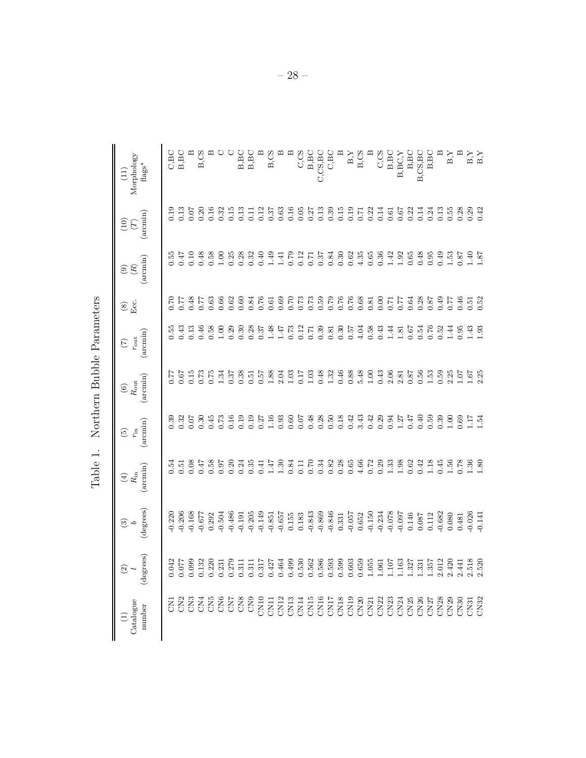Table 1. Northern Bubble Parameters

| (1) Catalogue number | (2) $l$ (degrees) | (3) $b$ (degrees) | (4) $R_{\rm in}$ (arcmin) | (5) $r_{\rm in}$ (arcmin) | (6) $R_{\rm out}$ (arcmin) | (7) $r_{\rm out}$ (arcmin) | (8) Ecc. | (9) $\langle R \rangle$ (arcmin) | (10) $\langle T \rangle$ (arcmin) | (11) Morphology flags$^{\star}$ |
|---|---|---|---|---|---|---|---|---|---|---|
| CN1 | 0.042 | -0.220 | 0.54 | 0.39 | 0.77 | 0.55 | 0.70 | 0.55 | 0.19 | C,BC |
| CN2 | 0.077 | -0.206 | 0.51 | 0.32 | 0.67 | 0.43 | 0.77 | 0.47 | 0.13 | B,BC |
| CN3 | 0.099 | -0.168 | 0.08 | 0.07 | 0.15 | 0.13 | 0.48 | 0.10 | 0.07 | B |
| CN4 | 0.132 | -0.677 | 0.47 | 0.30 | 0.73 | 0.46 | 0.77 | 0.48 | 0.20 | B,CS |
| CN5 | 0.220 | 0.292 | 0.58 | 0.45 | 0.75 | 0.58 | 0.63 | 0.58 | 0.16 | B |
| CN6 | 0.231 | -0.504 | 0.97 | 0.73 | 1.34 | 1.00 | 0.66 | 1.00 | 0.32 | C |
| CN7 | 0.279 | -0.486 | 0.20 | 0.16 | 0.37 | 0.29 | 0.62 | 0.25 | 0.15 | C |
| CN8 | 0.311 | -0.191 | 0.24 | 0.19 | 0.38 | 0.30 | 0.60 | 0.28 | 0.13 | B,BC |
| CN9 | 0.311 | -0.205 | 0.35 | 0.19 | 0.51 | 0.28 | 0.84 | 0.32 | 0.11 | B,BC |
| CN10 | 0.317 | -0.149 | 0.41 | 0.27 | 0.57 | 0.37 | 0.76 | 0.40 | 0.12 | B |
| CN11 | 0.427 | -0.851 | 1.47 | 1.16 | 1.88 | 1.48 | 0.61 | 1.49 | 0.37 | B,CS |
| CN12 | 0.464 | -0.657 | 1.30 | 0.93 | 2.04 | 1.47 | 0.69 | 1.41 | 0.63 | B |
| CN13 | 0.499 | 0.155 | 0.84 | 0.60 | 1.03 | 0.73 | 0.70 | 0.79 | 0.16 | B |
| CN14 | 0.530 | 0.183 | 0.11 | 0.07 | 0.17 | 0.12 | 0.73 | 0.12 | 0.05 | C,CS |
| CN15 | 0.562 | -0.843 | 0.70 | 0.48 | 1.03 | 0.71 | 0.73 | 0.71 | 0.27 | B,BC |
| CN16 | 0.586 | -0.869 | 0.34 | 0.28 | 0.48 | 0.39 | 0.59 | 0.37 | 0.13 | C,CS,BC |
| CN17 | 0.593 | -0.846 | 0.82 | 0.50 | 1.32 | 0.81 | 0.79 | 0.84 | 0.39 | C,BC |
| CN18 | 0.599 | 0.331 | 0.28 | 0.18 | 0.46 | 0.30 | 0.76 | 0.30 | 0.15 | B |
| CN19 | 0.603 | -0.057 | 0.65 | 0.42 | 0.88 | 0.57 | 0.76 | 0.62 | 0.19 | B,Y |
| CN20 | 0.659 | 0.652 | 4.66 | 3.43 | 5.48 | 4.04 | 0.68 | 4.35 | 0.71 | B,CS |
| CN21 | 1.055 | -0.150 | 0.72 | 0.42 | 1.00 | 0.58 | 0.81 | 0.65 | 0.22 | B |
| CN22 | 1.061 | -0.234 | 0.29 | 0.29 | 0.43 | 0.43 | 0.00 | 0.36 | 0.14 | C,CS |
| CN23 | 1.107 | -0.078 | 1.33 | 0.94 | 2.06 | 1.44 | 0.71 | 1.42 | 0.61 | B,BC |
| CN24 | 1.163 | -0.097 | 1.98 | 1.27 | 2.81 | 1.81 | 0.77 | 1.92 | 0.67 | B,BC,Y |
| CN25 | 1.327 | 0.146 | 0.62 | 0.47 | 0.87 | 0.67 | 0.64 | 0.65 | 0.22 | B,BC |
| CN26 | 1.331 | 0.087 | 0.42 | 0.40 | 0.56 | 0.54 | 0.28 | 0.48 | 0.14 | B,CS,BC |
| CN27 | 1.357 | 0.112 | 1.18 | 0.59 | 1.53 | 0.76 | 0.87 | 0.95 | 0.24 | B,BC |
| CN28 | 2.012 | -0.682 | 0.45 | 0.39 | 0.59 | 0.52 | 0.49 | 0.49 | 0.13 | B |
| CN29 | 2.420 | 0.080 | 1.56 | 1.00 | 2.25 | 1.44 | 0.77 | 1.53 | 0.55 | B,Y |
| CN30 | 2.441 | 0.481 | 0.78 | 0.69 | 1.07 | 0.95 | 0.46 | 0.87 | 0.28 | B |
| CN31 | 2.518 | -0.026 | 1.36 | 1.17 | 1.67 | 1.43 | 0.51 | 1.40 | 0.29 | B,Y |
| CN32 | 2.520 | -0.141 | 1.80 | 1.54 | 2.25 | 1.93 | 0.52 | 1.87 | 0.42 | B,Y |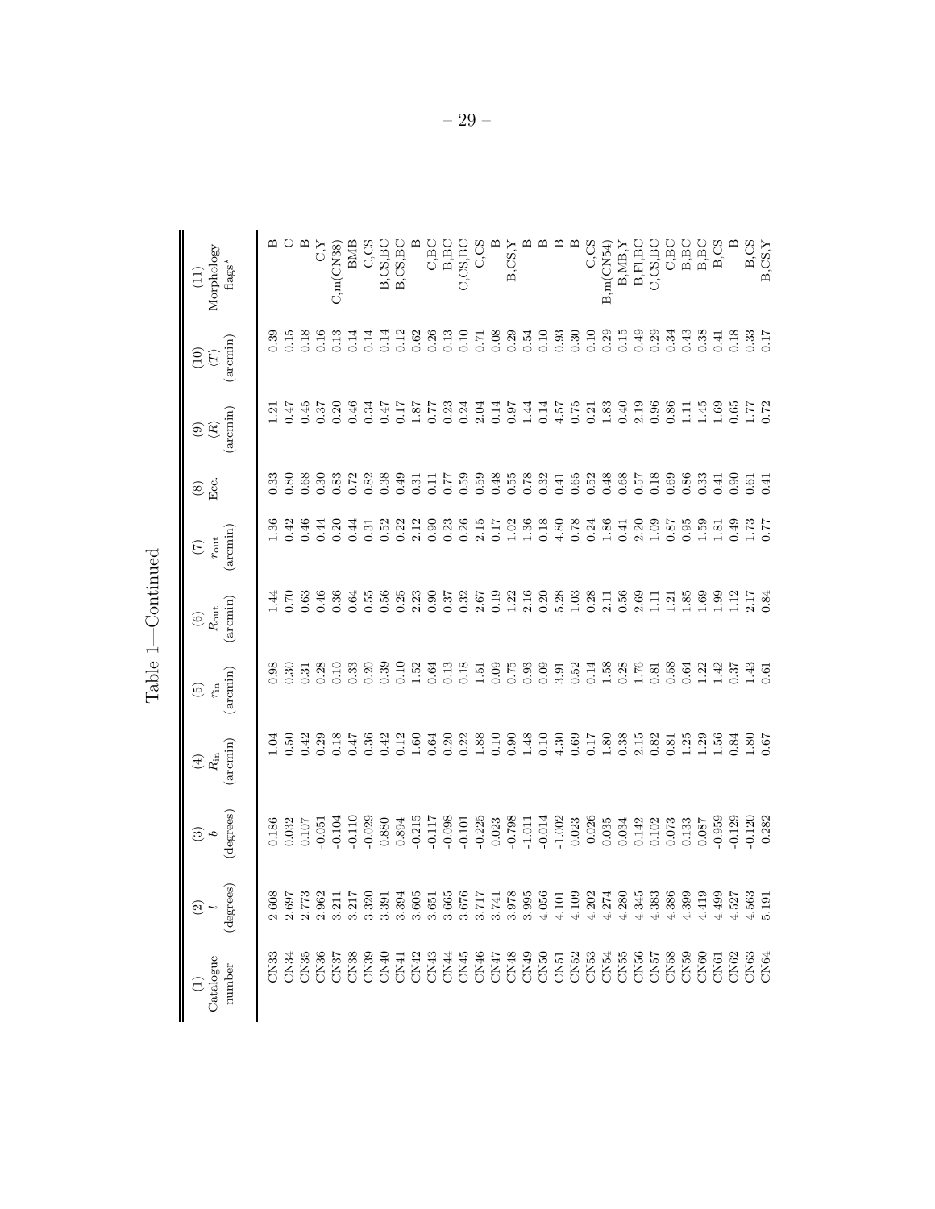Table 1—Continued

| (1) Catalogue number | (2) $l$ (degrees) | (3) $b$ (degrees) | (4) $R_{\rm in}$ (arcmin) | (5) $r_{\rm in}$ (arcmin) | (6) $R_{\rm out}$ (arcmin) | (7) $r_{\rm out}$ (arcmin) | (8) Ecc. | (9) $\langle R \rangle$ (arcmin) | (10) $\langle T \rangle$ (arcmin) | (11) Morphology flags$^\star$ |
|---|---|---|---|---|---|---|---|---|---|---|
| CN33 | 2.608 | 0.186 | 1.04 | 0.98 | 1.44 | 1.36 | 0.33 | 1.21 | 0.39 | B |
| CN34 | 2.697 | 0.032 | 0.50 | 0.30 | 0.70 | 0.42 | 0.80 | 0.47 | 0.15 | C |
| CN35 | 2.773 | 0.107 | 0.42 | 0.31 | 0.63 | 0.46 | 0.68 | 0.45 | 0.18 | B |
| CN36 | 2.962 | -0.051 | 0.29 | 0.28 | 0.46 | 0.44 | 0.30 | 0.37 | 0.16 | C,Y |
| CN37 | 3.211 | -0.104 | 0.18 | 0.10 | 0.36 | 0.20 | 0.83 | 0.20 | 0.13 | C,m(CN38) |
| CN38 | 3.217 | -0.110 | 0.47 | 0.33 | 0.64 | 0.44 | 0.72 | 0.46 | 0.14 | BMB |
| CN39 | 3.320 | -0.029 | 0.36 | 0.20 | 0.55 | 0.31 | 0.82 | 0.34 | 0.14 | C,CS |
| CN40 | 3.391 | 0.880 | 0.42 | 0.39 | 0.56 | 0.52 | 0.38 | 0.47 | 0.14 | B,CS,BC |
| CN41 | 3.394 | 0.894 | 0.12 | 0.10 | 0.25 | 0.22 | 0.49 | 0.17 | 0.12 | B,CS,BC |
| CN42 | 3.605 | -0.215 | 1.60 | 1.52 | 2.23 | 2.12 | 0.31 | 1.87 | 0.62 | B |
| CN43 | 3.651 | -0.117 | 0.64 | 0.64 | 0.90 | 0.90 | 0.11 | 0.77 | 0.26 | C,BC |
| CN44 | 3.665 | -0.098 | 0.20 | 0.13 | 0.37 | 0.23 | 0.77 | 0.23 | 0.13 | B,BC |
| CN45 | 3.676 | -0.101 | 0.22 | 0.18 | 0.32 | 0.26 | 0.59 | 0.24 | 0.10 | C,CS,BC |
| CN46 | 3.717 | -0.225 | 1.88 | 1.51 | 2.67 | 2.15 | 0.59 | 2.04 | 0.71 | C,CS |
| CN47 | 3.741 | 0.023 | 0.10 | 0.09 | 0.19 | 0.17 | 0.48 | 0.14 | 0.08 | B |
| CN48 | 3.978 | -0.798 | 0.90 | 0.75 | 1.22 | 1.02 | 0.55 | 0.97 | 0.29 | B,CS,Y |
| CN49 | 3.995 | -1.011 | 1.48 | 0.93 | 2.16 | 1.36 | 0.78 | 1.44 | 0.54 | B |
| CN50 | 4.056 | -0.014 | 0.10 | 0.09 | 0.20 | 0.18 | 0.32 | 0.14 | 0.10 | B |
| CN51 | 4.101 | -1.002 | 4.30 | 3.91 | 5.28 | 4.80 | 0.41 | 4.57 | 0.93 | B |
| CN52 | 4.109 | 0.023 | 0.69 | 0.52 | 1.03 | 0.78 | 0.65 | 0.75 | 0.30 | B |
| CN53 | 4.202 | -0.026 | 0.17 | 0.14 | 0.28 | 0.24 | 0.52 | 0.21 | 0.10 | C,CS |
| CN54 | 4.274 | 0.035 | 1.80 | 1.58 | 2.11 | 1.86 | 0.48 | 1.83 | 0.29 | B,m(CN54) |
| CN55 | 4.280 | 0.034 | 0.38 | 0.28 | 0.56 | 0.41 | 0.68 | 0.40 | 0.15 | B,MB,Y |
| CN56 | 4.345 | 0.142 | 2.15 | 1.76 | 2.69 | 2.20 | 0.57 | 2.19 | 0.49 | B,FI,BC |
| CN57 | 4.383 | 0.102 | 0.82 | 0.81 | 1.11 | 1.09 | 0.18 | 0.96 | 0.29 | C,CS,BC |
| CN58 | 4.386 | 0.073 | 0.81 | 0.58 | 1.21 | 0.87 | 0.69 | 0.86 | 0.34 | C,BC |
| CN59 | 4.399 | 0.133 | 1.25 | 0.64 | 1.85 | 0.95 | 0.86 | 1.11 | 0.43 | B,BC |
| CN60 | 4.419 | 0.087 | 1.29 | 1.22 | 1.69 | 1.59 | 0.33 | 1.45 | 0.38 | B,BC |
| CN61 | 4.499 | -0.959 | 1.56 | 1.42 | 1.99 | 1.81 | 0.41 | 1.69 | 0.41 | B,CS |
| CN62 | 4.527 | -0.129 | 0.84 | 0.37 | 1.12 | 0.49 | 0.90 | 0.65 | 0.18 | B |
| CN63 | 4.563 | -0.120 | 1.80 | 1.43 | 2.17 | 1.73 | 0.61 | 1.77 | 0.33 | B,CS |
| CN64 | 5.191 | -0.282 | 0.67 | 0.61 | 0.84 | 0.77 | 0.41 | 0.72 | 0.17 | B,CS,Y |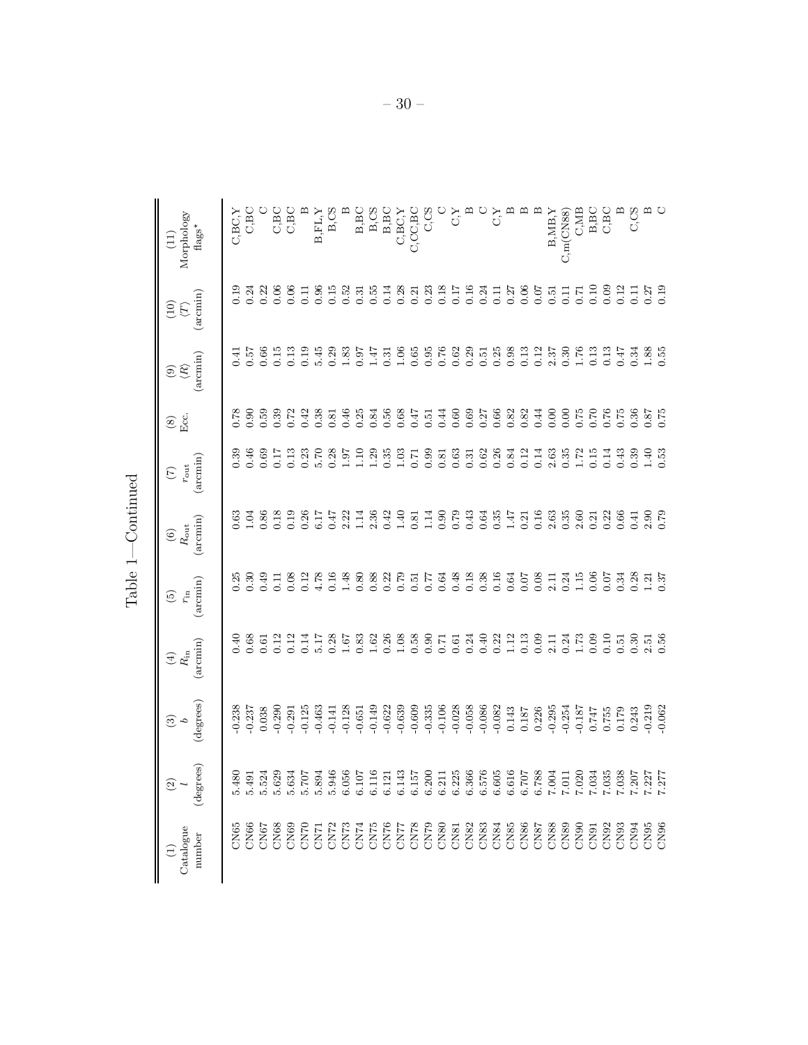Table 1—Continued

| (1) Catalogue number | (2) $l$ (degrees) | (3) $b$ (degrees) | (4) $R_{\rm in}$ (arcmin) | (5) $r_{\rm in}$ (arcmin) | (6) $R_{\rm out}$ (arcmin) | (7) $r_{\rm out}$ (arcmin) | (8) Ecc. | (9) $\langle R \rangle$ (arcmin) | (10) $\langle T \rangle$ (arcmin) | (11) Morphology flags* |
|---|---|---|---|---|---|---|---|---|---|---|
| CN65 | 5.480 | -0.238 | 0.40 | 0.25 | 0.63 | 0.39 | 0.78 | 0.41 | 0.19 | C,BC,Y |
| CN66 | 5.491 | -0.237 | 0.68 | 0.30 | 1.04 | 0.46 | 0.90 | 0.57 | 0.24 | C,BC |
| CN67 | 5.524 | 0.038 | 0.61 | 0.49 | 0.86 | 0.69 | 0.59 | 0.66 | 0.22 | C |
| CN68 | 5.629 | -0.290 | 0.12 | 0.11 | 0.18 | 0.17 | 0.39 | 0.15 | 0.06 | C,BC |
| CN69 | 5.634 | -0.291 | 0.12 | 0.08 | 0.19 | 0.13 | 0.72 | 0.13 | 0.06 | C,BC |
| CN70 | 5.707 | -0.125 | 0.14 | 0.12 | 0.26 | 0.23 | 0.42 | 0.19 | 0.11 | B |
| CN71 | 5.894 | -0.463 | 5.17 | 4.78 | 6.17 | 5.70 | 0.38 | 5.45 | 0.96 | B,FL,Y |
| CN72 | 5.946 | -0.141 | 0.28 | 0.16 | 0.47 | 0.28 | 0.81 | 0.29 | 0.15 | B,CS |
| CN73 | 6.056 | -0.128 | 1.67 | 1.48 | 2.22 | 1.97 | 0.46 | 1.83 | 0.52 | B |
| CN74 | 6.107 | -0.651 | 0.83 | 0.80 | 1.14 | 1.10 | 0.25 | 0.97 | 0.31 | B,BC |
| CN75 | 6.116 | -0.149 | 1.62 | 0.88 | 2.36 | 1.29 | 0.84 | 1.47 | 0.55 | B,CS |
| CN76 | 6.121 | -0.622 | 0.26 | 0.22 | 0.42 | 0.35 | 0.56 | 0.31 | 0.14 | B,BC |
| CN77 | 6.143 | -0.639 | 1.08 | 0.79 | 1.40 | 1.03 | 0.68 | 1.06 | 0.28 | C,BC,Y |
| CN78 | 6.157 | -0.609 | 0.58 | 0.51 | 0.81 | 0.71 | 0.47 | 0.65 | 0.21 | C,CC,BC |
| CN79 | 6.200 | -0.335 | 0.90 | 0.77 | 1.14 | 0.99 | 0.51 | 0.95 | 0.23 | C,CS |
| CN80 | 6.211 | -0.106 | 0.71 | 0.64 | 0.90 | 0.81 | 0.44 | 0.76 | 0.18 | C |
| CN81 | 6.225 | -0.028 | 0.61 | 0.48 | 0.79 | 0.63 | 0.60 | 0.62 | 0.17 | C,Y |
| CN82 | 6.366 | -0.058 | 0.24 | 0.18 | 0.43 | 0.31 | 0.69 | 0.29 | 0.16 | B |
| CN83 | 6.576 | -0.086 | 0.40 | 0.38 | 0.64 | 0.62 | 0.27 | 0.51 | 0.24 | C |
| CN84 | 6.605 | -0.082 | 0.22 | 0.16 | 0.35 | 0.26 | 0.66 | 0.25 | 0.11 | C,Y |
| CN85 | 6.616 | 0.143 | 1.12 | 0.64 | 1.47 | 0.84 | 0.82 | 0.98 | 0.27 | B |
| CN86 | 6.707 | 0.187 | 0.13 | 0.07 | 0.21 | 0.12 | 0.82 | 0.13 | 0.06 | B |
| CN87 | 6.788 | 0.226 | 0.09 | 0.08 | 0.16 | 0.14 | 0.44 | 0.12 | 0.07 | B |
| CN88 | 7.004 | -0.295 | 2.11 | 2.11 | 2.63 | 2.63 | 0.00 | 2.37 | 0.51 | B,MB,Y |
| CN89 | 7.011 | -0.254 | 0.24 | 0.24 | 0.35 | 0.35 | 0.00 | 0.30 | 0.11 | C,m(CN88) |
| CN90 | 7.020 | -0.187 | 1.73 | 1.15 | 2.60 | 1.72 | 0.75 | 1.76 | 0.71 | C,MB |
| CN91 | 7.034 | 0.747 | 0.09 | 0.06 | 0.21 | 0.15 | 0.70 | 0.13 | 0.10 | B,BC |
| CN92 | 7.035 | 0.755 | 0.10 | 0.07 | 0.22 | 0.14 | 0.76 | 0.13 | 0.09 | C,BC |
| CN93 | 7.038 | 0.179 | 0.51 | 0.34 | 0.66 | 0.43 | 0.75 | 0.47 | 0.12 | B |
| CN94 | 7.207 | 0.243 | 0.30 | 0.28 | 0.41 | 0.39 | 0.36 | 0.34 | 0.11 | C,CS |
| CN95 | 7.227 | -0.219 | 2.51 | 1.21 | 2.90 | 1.40 | 0.87 | 1.88 | 0.27 | B |
| CN96 | 7.277 | -0.062 | 0.56 | 0.37 | 0.79 | 0.53 | 0.75 | 0.55 | 0.19 | C |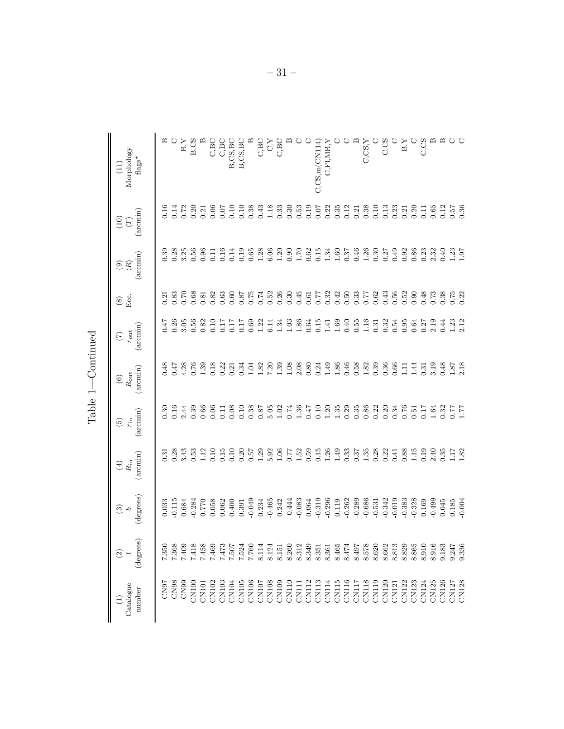Table 1—Continued

| (1) Catalogue number | (2) $l$ (degrees) | (3) $b$ (degrees) | (4) $R_{\rm in}$ (arcmin) | (5) $r_{\rm in}$ (arcmin) | (6) $R_{\rm out}$ (arcmin) | (7) $r_{\rm out}$ (arcmin) | (8) Ecc. | (9) $\langle R \rangle$ (arcmin) | (10) $\langle T \rangle$ (arcmin) | (11) Morphology flags$^\star$ |
|---|---|---|---|---|---|---|---|---|---|---|
| CN97 | 7.350 | 0.033 | 0.31 | 0.30 | 0.48 | 0.47 | 0.21 | 0.39 | 0.16 | B |
| CN98 | 7.368 | -0.115 | 0.28 | 0.16 | 0.47 | 0.26 | 0.83 | 0.28 | 0.14 | C |
| CN99 | 7.409 | 0.684 | 3.43 | 2.44 | 4.28 | 3.05 | 0.70 | 3.25 | 0.72 | B,Y |
| CN100 | 7.418 | -0.284 | 0.53 | 0.39 | 0.76 | 0.56 | 0.68 | 0.56 | 0.20 | B,CS |
| CN101 | 7.458 | 0.770 | 1.12 | 0.66 | 1.39 | 0.82 | 0.81 | 0.96 | 0.21 | B |
| CN102 | 7.469 | 0.058 | 0.10 | 0.06 | 0.18 | 0.10 | 0.82 | 0.11 | 0.06 | C,BC |
| CN103 | 7.473 | 0.062 | 0.15 | 0.11 | 0.22 | 0.17 | 0.63 | 0.16 | 0.07 | C,BC |
| CN104 | 7.507 | 0.400 | 0.10 | 0.08 | 0.21 | 0.17 | 0.60 | 0.14 | 0.10 | B,CS,BC |
| CN105 | 7.524 | 0.391 | 0.20 | 0.10 | 0.34 | 0.17 | 0.87 | 0.19 | 0.10 | B,CS,BC |
| CN106 | 7.760 | -0.049 | 0.57 | 0.38 | 1.04 | 0.69 | 0.75 | 0.65 | 0.38 | B |
| CN107 | 8.114 | 0.234 | 1.29 | 0.87 | 1.82 | 1.22 | 0.74 | 1.28 | 0.43 | C,BC |
| CN108 | 8.124 | -0.465 | 5.92 | 5.05 | 7.20 | 6.14 | 0.52 | 6.06 | 1.18 | C,Y |
| CN109 | 8.151 | 0.242 | 1.06 | 1.02 | 1.39 | 1.34 | 0.26 | 1.20 | 0.33 | C,BC |
| CN110 | 8.260 | -0.444 | 0.77 | 0.74 | 1.08 | 1.03 | 0.30 | 0.90 | 0.30 | B |
| CN111 | 8.312 | -0.083 | 1.52 | 1.36 | 2.08 | 1.86 | 0.45 | 1.70 | 0.53 | C |
| CN112 | 8.349 | 0.064 | 0.59 | 0.47 | 0.80 | 0.64 | 0.61 | 0.62 | 0.19 | C |
| CN113 | 8.351 | -0.319 | 0.15 | 0.10 | 0.24 | 0.15 | 0.77 | 0.15 | 0.07 | C,CS,m(CN114) |
| CN114 | 8.361 | -0.296 | 1.26 | 1.20 | 1.49 | 1.41 | 0.32 | 1.34 | 0.22 | C,Fl,MB,Y |
| CN115 | 8.465 | 0.119 | 1.49 | 1.35 | 1.86 | 1.69 | 0.42 | 1.60 | 0.35 | C |
| CN116 | 8.474 | -0.262 | 0.33 | 0.29 | 0.46 | 0.40 | 0.50 | 0.37 | 0.12 | C |
| CN117 | 8.497 | -0.289 | 0.37 | 0.35 | 0.58 | 0.55 | 0.33 | 0.46 | 0.21 | B |
| CN118 | 8.578 | -0.686 | 1.35 | 0.86 | 1.82 | 1.16 | 0.77 | 1.26 | 0.38 | C,CS,Y |
| CN119 | 8.620 | -0.531 | 0.28 | 0.22 | 0.39 | 0.31 | 0.62 | 0.30 | 0.10 | C |
| CN120 | 8.662 | -0.342 | 0.22 | 0.20 | 0.36 | 0.32 | 0.43 | 0.27 | 0.13 | C,CS |
| CN121 | 8.813 | -0.019 | 0.41 | 0.34 | 0.66 | 0.54 | 0.56 | 0.49 | 0.23 | C |
| CN122 | 8.829 | -0.383 | 0.88 | 0.76 | 1.11 | 0.95 | 0.52 | 0.92 | 0.21 | B,Y |
| CN123 | 8.865 | -0.328 | 1.15 | 0.51 | 1.44 | 0.64 | 0.90 | 0.86 | 0.20 | C |
| CN124 | 8.910 | 0.169 | 0.19 | 0.17 | 0.31 | 0.27 | 0.48 | 0.23 | 0.11 | C,CS |
| CN125 | 8.916 | -0.499 | 2.40 | 1.64 | 3.19 | 2.19 | 0.73 | 2.32 | 0.65 | B |
| CN126 | 9.183 | 0.045 | 0.35 | 0.32 | 0.48 | 0.44 | 0.38 | 0.40 | 0.12 | B |
| CN127 | 9.247 | 0.185 | 1.17 | 0.77 | 1.87 | 1.23 | 0.75 | 1.23 | 0.57 | C |
| CN128 | 9.336 | -0.004 | 1.82 | 1.77 | 2.18 | 2.12 | 0.22 | 1.97 | 0.36 | C |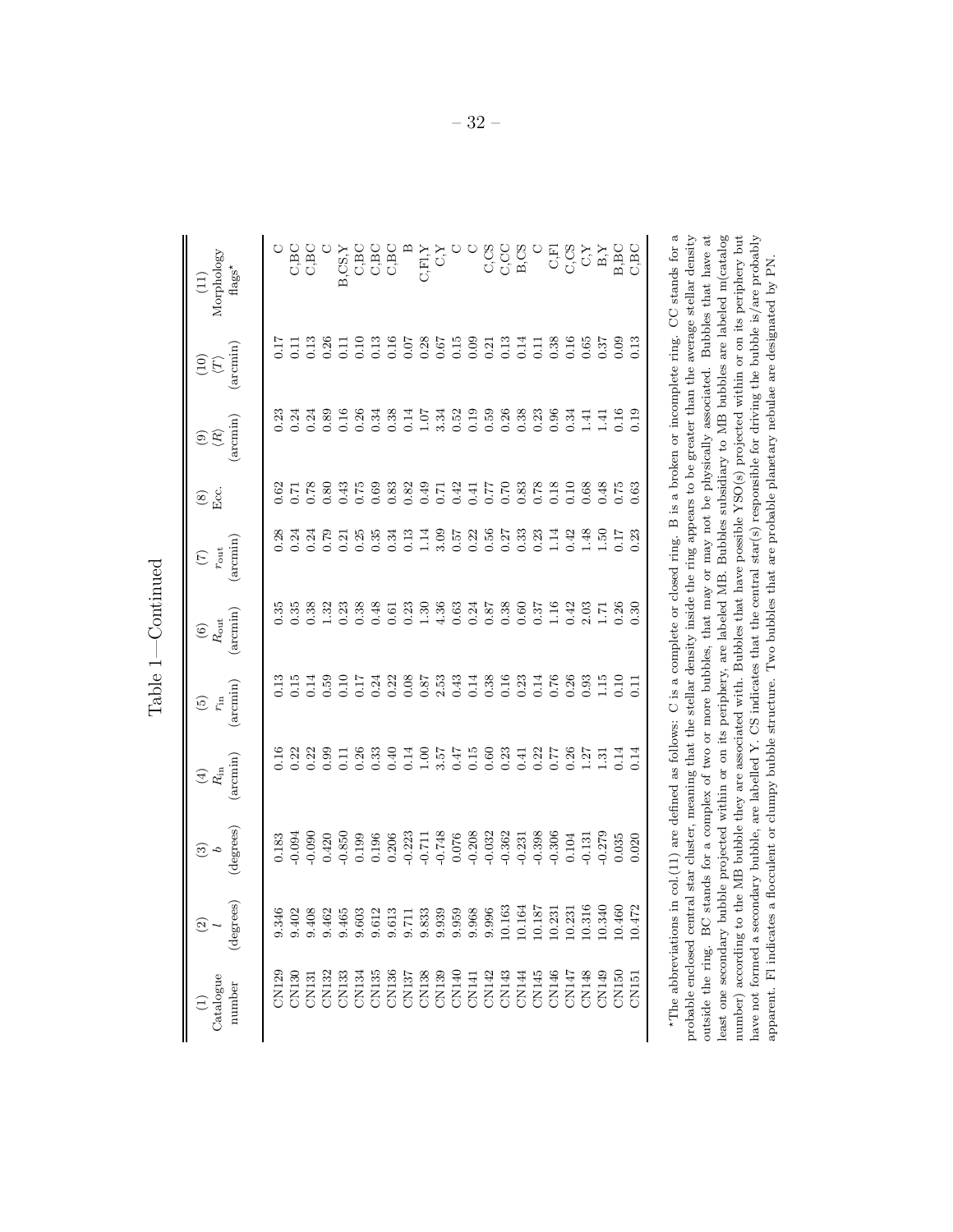# Table 1—Continued

| (1) Catalogue number | (2) $l$ (degrees) | (3) $b$ (degrees) | (4) $R_{\rm in}$ (arcmin) | (5) $r_{\rm in}$ (arcmin) | (6) $R_{\rm out}$ (arcmin) | (7) $r_{\rm out}$ (arcmin) | (8) Ecc. | (9) $\langle R \rangle$ (arcmin) | (10) $\langle T \rangle$ (arcmin) | (11) Morphology flags* |
|---|---|---|---|---|---|---|---|---|---|---|
| CN129 | 9.346 | 0.183 | 0.16 | 0.13 | 0.35 | 0.28 | 0.62 | 0.23 | 0.17 | C |
| CN130 | 9.402 | -0.094 | 0.22 | 0.15 | 0.35 | 0.24 | 0.71 | 0.24 | 0.11 | C,BC |
| CN131 | 9.408 | -0.090 | 0.22 | 0.14 | 0.38 | 0.24 | 0.78 | 0.24 | 0.13 | C,BC |
| CN132 | 9.462 | 0.420 | 0.99 | 0.59 | 1.32 | 0.79 | 0.80 | 0.89 | 0.26 | C |
| CN133 | 9.465 | -0.850 | 0.11 | 0.10 | 0.23 | 0.21 | 0.43 | 0.16 | 0.11 | B,CS,Y |
| CN134 | 9.603 | 0.199 | 0.26 | 0.17 | 0.38 | 0.25 | 0.75 | 0.26 | 0.10 | C,BC |
| CN135 | 9.612 | 0.196 | 0.33 | 0.24 | 0.48 | 0.35 | 0.69 | 0.34 | 0.13 | C,BC |
| CN136 | 9.613 | 0.206 | 0.40 | 0.22 | 0.61 | 0.34 | 0.83 | 0.38 | 0.16 | C,BC |
| CN137 | 9.711 | -0.223 | 0.14 | 0.08 | 0.23 | 0.13 | 0.82 | 0.14 | 0.07 | B |
| CN138 | 9.833 | -0.711 | 1.00 | 0.87 | 1.30 | 1.14 | 0.49 | 1.07 | 0.28 | C,Fl,Y |
| CN139 | 9.939 | -0.748 | 3.57 | 2.53 | 4.36 | 3.09 | 0.71 | 3.34 | 0.67 | C,Y |
| CN140 | 9.959 | 0.076 | 0.47 | 0.43 | 0.63 | 0.57 | 0.42 | 0.52 | 0.15 | C |
| CN141 | 9.968 | -0.208 | 0.15 | 0.14 | 0.24 | 0.22 | 0.41 | 0.19 | 0.09 | C |
| CN142 | 9.996 | -0.032 | 0.60 | 0.38 | 0.87 | 0.56 | 0.77 | 0.59 | 0.21 | C,CS |
| CN143 | 10.163 | -0.362 | 0.23 | 0.16 | 0.38 | 0.27 | 0.70 | 0.26 | 0.13 | C,CC |
| CN144 | 10.164 | -0.231 | 0.41 | 0.23 | 0.60 | 0.33 | 0.83 | 0.38 | 0.14 | B,CS |
| CN145 | 10.187 | -0.398 | 0.22 | 0.14 | 0.37 | 0.23 | 0.78 | 0.23 | 0.11 | C |
| CN146 | 10.231 | -0.306 | 0.77 | 0.76 | 1.16 | 1.14 | 0.18 | 0.96 | 0.38 | C,Fl |
| CN147 | 10.231 | 0.104 | 0.26 | 0.26 | 0.42 | 0.42 | 0.10 | 0.34 | 0.16 | C,CS |
| CN148 | 10.316 | -0.131 | 1.27 | 0.93 | 2.03 | 1.48 | 0.68 | 1.41 | 0.65 | C,Y |
| CN149 | 10.340 | -0.279 | 1.31 | 1.15 | 1.71 | 1.50 | 0.48 | 1.41 | 0.37 | B,Y |
| CN150 | 10.460 | 0.035 | 0.14 | 0.10 | 0.26 | 0.17 | 0.75 | 0.16 | 0.09 | B,BC |
| CN151 | 10.472 | 0.020 | 0.14 | 0.11 | 0.30 | 0.23 | 0.63 | 0.19 | 0.13 | C,BC |

*The abbreviations in col.(11) are defined as follows: C is a complete or closed ring. B is a broken or incomplete ring. CC stands for a probable enclosed central star cluster, meaning that the stellar density inside the ring appears to be greater than the average stellar density outside the ring. BC stands for a complex of two or more bubbles, that may or may not be physically associated. Bubbles that have at least one secondary bubble projected within or on its periphery, are labeled MB. Bubbles subsidiary to MB bubbles are labeled m(catalog number) according to the MB bubble they are associated with. Bubbles that have possible YSO(s) projected within or on its periphery but have not formed a secondary bubble, are labelled Y. CS indicates that the central star(s) responsible for driving the bubble is/are probably apparent. Fl indicates a flocculent or clumpy bubble structure. Two bubbles that are probable planetary nebulae are designated by PN.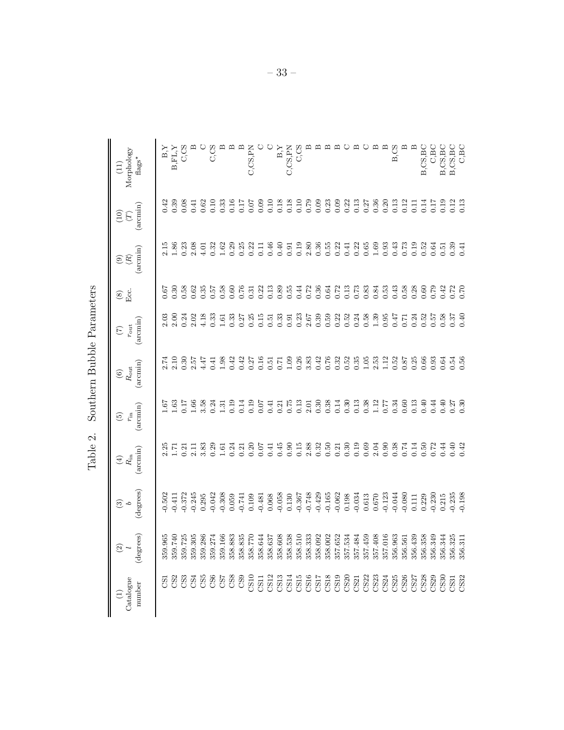Table 2. Southern Bubble Parameters

| (1) Catalogue number | (2) $l$ (degrees) | (3) $b$ (degrees) | (4) $R_{\rm in}$ (arcmin) | (5) $r_{\rm in}$ (arcmin) | (6) $R_{\rm out}$ (arcmin) | (7) $r_{\rm out}$ (arcmin) | (8) Ecc. | (9) $\langle R \rangle$ (arcmin) | (10) $\langle T \rangle$ (arcmin) | (11) Morphology flags* |
|---|---|---|---|---|---|---|---|---|---|---|
| CS1 | 359.965 | -0.502 | 2.25 | 1.67 | 2.74 | 2.03 | 0.67 | 2.15 | 0.42 | B,Y |
| CS2 | 359.740 | -0.411 | 1.71 | 1.63 | 2.10 | 2.00 | 0.30 | 1.86 | 0.39 | B,FL,Y |
| CS3 | 359.725 | -0.372 | 0.21 | 0.17 | 0.30 | 0.24 | 0.58 | 0.23 | 0.08 | C,CS |
| CS4 | 359.305 | -0.245 | 2.11 | 1.66 | 2.57 | 2.02 | 0.62 | 2.08 | 0.41 | B |
| CS5 | 359.286 | 0.295 | 3.83 | 3.58 | 4.47 | 4.18 | 0.35 | 4.01 | 0.62 | C |
| CS6 | 359.274 | -0.042 | 0.29 | 0.24 | 0.41 | 0.33 | 0.57 | 0.32 | 0.10 | C,CS |
| CS7 | 359.166 | -0.308 | 1.61 | 1.31 | 1.98 | 1.61 | 0.58 | 1.62 | 0.33 | B |
| CS8 | 358.883 | 0.059 | 0.24 | 0.19 | 0.42 | 0.33 | 0.60 | 0.29 | 0.16 | B |
| CS9 | 358.835 | -0.741 | 0.21 | 0.14 | 0.42 | 0.27 | 0.76 | 0.25 | 0.17 | B |
| CS10 | 358.770 | 0.109 | 0.20 | 0.19 | 0.27 | 0.25 | 0.31 | 0.22 | 0.07 | C,CS,PN |
| CS11 | 358.644 | -0.481 | 0.07 | 0.07 | 0.16 | 0.15 | 0.22 | 0.11 | 0.09 | C |
| CS12 | 358.637 | 0.068 | 0.41 | 0.41 | 0.51 | 0.51 | 0.13 | 0.46 | 0.10 | C |
| CS13 | 358.608 | -0.058 | 0.45 | 0.21 | 0.71 | 0.33 | 0.89 | 0.40 | 0.18 | B,Y |
| CS14 | 358.538 | 0.130 | 0.90 | 0.75 | 1.09 | 0.91 | 0.55 | 0.91 | 0.18 | C,CS,PN |
| CS15 | 358.510 | -0.367 | 0.15 | 0.13 | 0.26 | 0.23 | 0.44 | 0.19 | 0.10 | C,CS |
| CS16 | 358.333 | -0.748 | 2.88 | 2.01 | 3.83 | 2.67 | 0.72 | 2.80 | 0.79 | B |
| CS17 | 358.092 | -0.429 | 0.32 | 0.30 | 0.42 | 0.39 | 0.36 | 0.36 | 0.09 | B |
| CS18 | 358.002 | -0.165 | 0.50 | 0.38 | 0.76 | 0.59 | 0.64 | 0.55 | 0.23 | B |
| CS19 | 357.652 | -0.062 | 0.21 | 0.14 | 0.32 | 0.22 | 0.72 | 0.22 | 0.09 | B |
| CS20 | 357.534 | 0.198 | 0.30 | 0.30 | 0.52 | 0.52 | 0.13 | 0.41 | 0.22 | C |
| CS21 | 357.484 | -0.034 | 0.19 | 0.13 | 0.35 | 0.24 | 0.73 | 0.22 | 0.13 | B |
| CS22 | 357.459 | 0.613 | 0.69 | 0.38 | 1.05 | 0.58 | 0.83 | 0.65 | 0.27 | C |
| CS23 | 357.408 | 0.670 | 2.04 | 1.12 | 2.53 | 1.39 | 0.84 | 1.69 | 0.36 | B |
| CS24 | 357.016 | -0.123 | 0.90 | 0.77 | 1.12 | 0.95 | 0.53 | 0.93 | 0.20 | B |
| CS25 | 356.963 | -0.044 | 0.38 | 0.34 | 0.52 | 0.47 | 0.43 | 0.43 | 0.13 | B,CS |
| CS26 | 356.561 | -0.080 | 0.74 | 0.60 | 0.87 | 0.71 | 0.58 | 0.73 | 0.12 | B |
| CS27 | 356.439 | 0.111 | 0.14 | 0.13 | 0.25 | 0.24 | 0.28 | 0.19 | 0.11 | B |
| CS28 | 356.358 | 0.229 | 0.50 | 0.40 | 0.66 | 0.52 | 0.60 | 0.52 | 0.14 | B,CS,BC |
| CS29 | 356.349 | -0.230 | 0.72 | 0.44 | 0.93 | 0.57 | 0.79 | 0.64 | 0.17 | C,BC |
| CS30 | 356.344 | 0.215 | 0.44 | 0.40 | 0.64 | 0.58 | 0.42 | 0.51 | 0.19 | B,CS,BC |
| CS31 | 356.325 | -0.235 | 0.40 | 0.27 | 0.54 | 0.37 | 0.72 | 0.39 | 0.12 | B,CS,BC |
| CS32 | 356.311 | -0.198 | 0.42 | 0.30 | 0.56 | 0.40 | 0.70 | 0.41 | 0.13 | C,BC |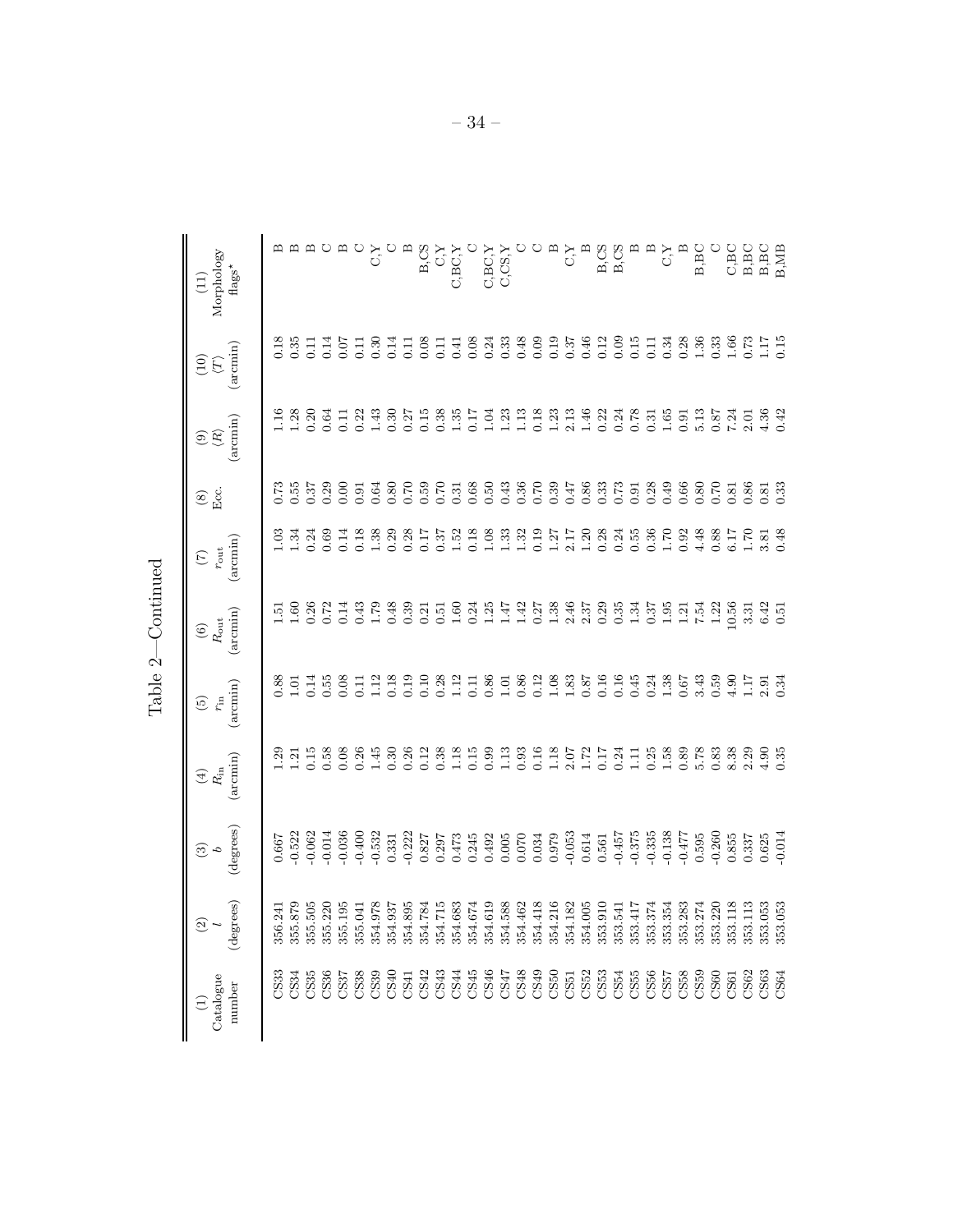Table 2—Continued

| (1) Catalogue number | (2) $l$ (degrees) | (3) $b$ (degrees) | (4) $R_{\rm in}$ (arcmin) | (5) $r_{\rm in}$ (arcmin) | (6) $R_{\rm out}$ (arcmin) | (7) $r_{\rm out}$ (arcmin) | (8) Ecc. | (9) $\langle R \rangle$ (arcmin) | (10) $\langle T \rangle$ (arcmin) | (11) Morphology flags$^{\star}$ |
|---|---|---|---|---|---|---|---|---|---|---|
| CS33 | 356.241 | 0.667 | 1.29 | 0.88 | 1.51 | 1.03 | 0.73 | 1.16 | 0.18 | B |
| CS34 | 355.879 | -0.522 | 1.21 | 1.01 | 1.60 | 1.34 | 0.55 | 1.28 | 0.35 | B |
| CS35 | 355.505 | -0.062 | 0.15 | 0.14 | 0.26 | 0.24 | 0.37 | 0.20 | 0.11 | B |
| CS36 | 355.220 | -0.014 | 0.58 | 0.55 | 0.72 | 0.69 | 0.29 | 0.64 | 0.14 | C |
| CS37 | 355.195 | -0.036 | 0.08 | 0.08 | 0.14 | 0.14 | 0.00 | 0.11 | 0.07 | B |
| CS38 | 355.041 | -0.400 | 0.26 | 0.11 | 0.43 | 0.18 | 0.91 | 0.22 | 0.11 | C |
| CS39 | 354.978 | -0.532 | 1.45 | 1.12 | 1.79 | 1.38 | 0.64 | 1.43 | 0.30 | C,Y |
| CS40 | 354.937 | 0.331 | 0.30 | 0.18 | 0.48 | 0.29 | 0.80 | 0.30 | 0.14 | C |
| CS41 | 354.895 | -0.222 | 0.26 | 0.19 | 0.39 | 0.28 | 0.70 | 0.27 | 0.11 | B |
| CS42 | 354.784 | 0.827 | 0.12 | 0.10 | 0.21 | 0.17 | 0.59 | 0.15 | 0.08 | B,CS |
| CS43 | 354.715 | 0.297 | 0.38 | 0.28 | 0.51 | 0.37 | 0.70 | 0.38 | 0.11 | C,Y |
| CS44 | 354.683 | 0.473 | 1.18 | 1.12 | 1.60 | 1.52 | 0.31 | 1.35 | 0.41 | C,BC,Y |
| CS45 | 354.674 | 0.245 | 0.15 | 0.11 | 0.24 | 0.18 | 0.68 | 0.17 | 0.08 | C |
| CS46 | 354.619 | 0.492 | 0.99 | 0.86 | 1.25 | 1.08 | 0.50 | 1.04 | 0.24 | C,BC,Y |
| CS47 | 354.588 | 0.005 | 1.13 | 1.01 | 1.47 | 1.33 | 0.43 | 1.23 | 0.33 | C,CS,Y |
| CS48 | 354.462 | 0.070 | 0.93 | 0.86 | 1.42 | 1.32 | 0.36 | 1.13 | 0.48 | C |
| CS49 | 354.418 | 0.034 | 0.16 | 0.12 | 0.27 | 0.19 | 0.70 | 0.18 | 0.09 | C |
| CS50 | 354.216 | 0.979 | 1.18 | 1.08 | 1.38 | 1.27 | 0.39 | 1.23 | 0.19 | B |
| CS51 | 354.182 | -0.053 | 2.07 | 1.83 | 2.46 | 2.17 | 0.47 | 2.13 | 0.37 | C,Y |
| CS52 | 354.005 | 0.614 | 1.72 | 0.87 | 2.37 | 1.20 | 0.86 | 1.46 | 0.46 | B |
| CS53 | 353.910 | 0.561 | 0.17 | 0.16 | 0.29 | 0.28 | 0.33 | 0.22 | 0.12 | B,CS |
| CS54 | 353.541 | -0.457 | 0.24 | 0.16 | 0.35 | 0.24 | 0.73 | 0.24 | 0.09 | B,CS |
| CS55 | 353.417 | -0.375 | 1.11 | 0.45 | 1.34 | 0.55 | 0.91 | 0.78 | 0.15 | B |
| CS56 | 353.374 | -0.335 | 0.25 | 0.24 | 0.37 | 0.36 | 0.28 | 0.31 | 0.11 | B |
| CS57 | 353.354 | -0.138 | 1.58 | 1.38 | 1.95 | 1.70 | 0.49 | 1.65 | 0.34 | C,Y |
| CS58 | 353.283 | -0.477 | 0.89 | 0.67 | 1.21 | 0.92 | 0.66 | 0.91 | 0.28 | B |
| CS59 | 353.274 | 0.595 | 5.78 | 3.43 | 7.54 | 4.48 | 0.80 | 5.13 | 1.36 | B,BC |
| CS60 | 353.220 | -0.260 | 0.83 | 0.59 | 1.22 | 0.88 | 0.70 | 0.87 | 0.33 | C |
| CS61 | 353.118 | 0.855 | 8.38 | 4.90 | 10.56 | 6.17 | 0.81 | 7.24 | 1.66 | C,BC |
| CS62 | 353.113 | 0.337 | 2.29 | 1.17 | 3.31 | 1.70 | 0.86 | 2.01 | 0.73 | B,BC |
| CS63 | 353.053 | 0.625 | 4.90 | 2.91 | 6.42 | 3.81 | 0.81 | 4.36 | 1.17 | B,BC |
| CS64 | 353.053 | -0.014 | 0.35 | 0.34 | 0.51 | 0.48 | 0.33 | 0.42 | 0.15 | B,MB |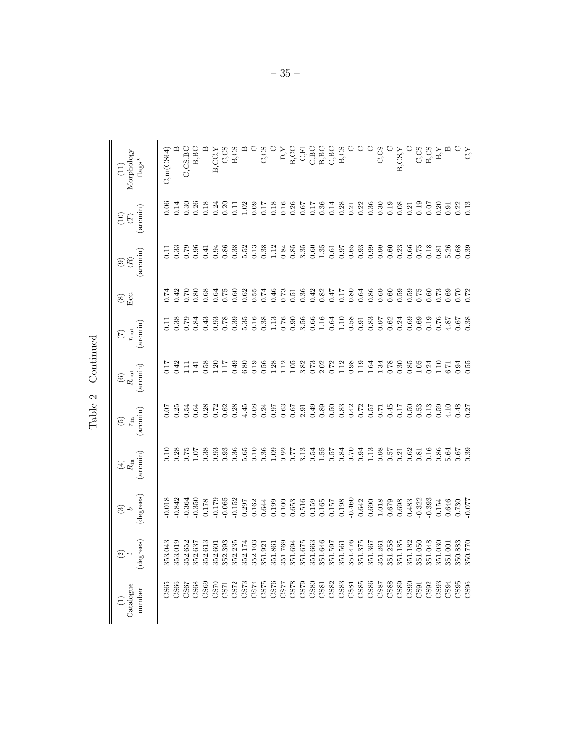Table 2—Continued

| (1) Catalogue number | (2) $l$ (degrees) | (3) $b$ (degrees) | (4) $R_{\rm in}$ (arcmin) | (5) $r_{\rm in}$ (arcmin) | (6) $R_{\rm out}$ (arcmin) | (7) $r_{\rm out}$ (arcmin) | (8) Ecc. | (9) $\langle R \rangle$ (arcmin) | (10) $\langle T \rangle$ (arcmin) | (11) Morphology flags$^\star$ |
|---|---|---|---|---|---|---|---|---|---|---|
| CS65 | 353.043 | -0.018 | 0.10 | 0.07 | 0.17 | 0.11 | 0.74 | 0.11 | 0.06 | C,m(CS64) |
| CS66 | 353.019 | -0.842 | 0.28 | 0.25 | 0.42 | 0.38 | 0.42 | 0.33 | 0.14 | B |
| CS67 | 352.652 | -0.364 | 0.75 | 0.54 | 1.11 | 0.79 | 0.70 | 0.79 | 0.30 | C,CS,BC |
| CS68 | 352.637 | -0.350 | 1.07 | 0.64 | 1.41 | 0.84 | 0.80 | 0.96 | 0.26 | B,BC |
| CS69 | 352.613 | 0.178 | 0.38 | 0.28 | 0.58 | 0.43 | 0.68 | 0.41 | 0.18 | B |
| CS70 | 352.601 | -0.179 | 0.93 | 0.72 | 1.20 | 0.93 | 0.64 | 0.94 | 0.24 | B,CC,Y |
| CS71 | 352.393 | -0.065 | 0.93 | 0.62 | 1.17 | 0.78 | 0.75 | 0.86 | 0.20 | C,CS |
| CS72 | 352.235 | -0.152 | 0.36 | 0.28 | 0.49 | 0.39 | 0.60 | 0.38 | 0.11 | B,CS |
| CS73 | 352.174 | 0.297 | 5.65 | 4.45 | 6.80 | 5.35 | 0.62 | 5.52 | 1.02 | B |
| CS74 | 352.103 | 0.162 | 0.10 | 0.08 | 0.19 | 0.16 | 0.55 | 0.13 | 0.09 | C |
| CS75 | 351.921 | 0.644 | 0.36 | 0.24 | 0.56 | 0.38 | 0.74 | 0.38 | 0.17 | C,CS |
| CS76 | 351.861 | 0.199 | 1.09 | 0.97 | 1.28 | 1.13 | 0.46 | 1.12 | 0.18 | C |
| CS77 | 351.769 | 0.100 | 0.92 | 0.63 | 1.12 | 0.76 | 0.73 | 0.84 | 0.16 | B,Y |
| CS78 | 351.694 | 0.653 | 0.77 | 0.67 | 1.05 | 0.90 | 0.51 | 0.85 | 0.26 | B,CC |
| CS79 | 351.675 | 0.516 | 3.13 | 2.91 | 3.82 | 3.56 | 0.36 | 3.35 | 0.67 | C,FI |
| CS80 | 351.663 | 0.159 | 0.54 | 0.49 | 0.73 | 0.66 | 0.42 | 0.60 | 0.17 | C,BC |
| CS81 | 351.646 | 0.165 | 1.55 | 0.89 | 2.02 | 1.16 | 0.82 | 1.35 | 0.36 | B,BC |
| CS82 | 351.597 | 0.157 | 0.57 | 0.50 | 0.72 | 0.64 | 0.47 | 0.61 | 0.14 | C,BC |
| CS83 | 351.561 | 0.198 | 0.84 | 0.83 | 1.12 | 1.10 | 0.17 | 0.97 | 0.28 | B,CS |
| CS84 | 351.476 | -0.460 | 0.70 | 0.42 | 0.98 | 0.58 | 0.80 | 0.65 | 0.21 | C |
| CS85 | 351.375 | 0.642 | 0.94 | 0.72 | 1.19 | 0.91 | 0.64 | 0.93 | 0.22 | C |
| CS86 | 351.367 | 0.690 | 1.13 | 0.57 | 1.64 | 0.83 | 0.86 | 0.99 | 0.36 | C |
| CS87 | 351.261 | 1.018 | 0.98 | 0.71 | 1.34 | 0.97 | 0.69 | 0.99 | 0.30 | C,CS |
| CS88 | 351.258 | 0.679 | 0.57 | 0.45 | 0.78 | 0.62 | 0.60 | 0.60 | 0.19 | C |
| CS89 | 351.185 | 0.698 | 0.21 | 0.17 | 0.30 | 0.24 | 0.59 | 0.23 | 0.08 | B,CS,Y |
| CS90 | 351.182 | 0.483 | 0.62 | 0.50 | 0.85 | 0.69 | 0.59 | 0.66 | 0.21 | C |
| CS91 | 351.050 | -0.322 | 0.81 | 0.53 | 1.05 | 0.69 | 0.75 | 0.75 | 0.19 | C,CS |
| CS92 | 351.048 | -0.393 | 0.16 | 0.13 | 0.24 | 0.19 | 0.60 | 0.18 | 0.07 | B,CS |
| CS93 | 351.030 | 0.154 | 0.86 | 0.59 | 1.10 | 0.76 | 0.73 | 0.81 | 0.20 | B,Y |
| CS94 | 351.001 | 0.646 | 5.64 | 4.10 | 6.71 | 4.87 | 0.69 | 5.26 | 0.91 | B |
| CS95 | 350.883 | 0.730 | 0.67 | 0.48 | 0.94 | 0.67 | 0.70 | 0.68 | 0.22 | C |
| CS96 | 350.770 | -0.077 | 0.39 | 0.27 | 0.55 | 0.38 | 0.72 | 0.39 | 0.13 | C,Y |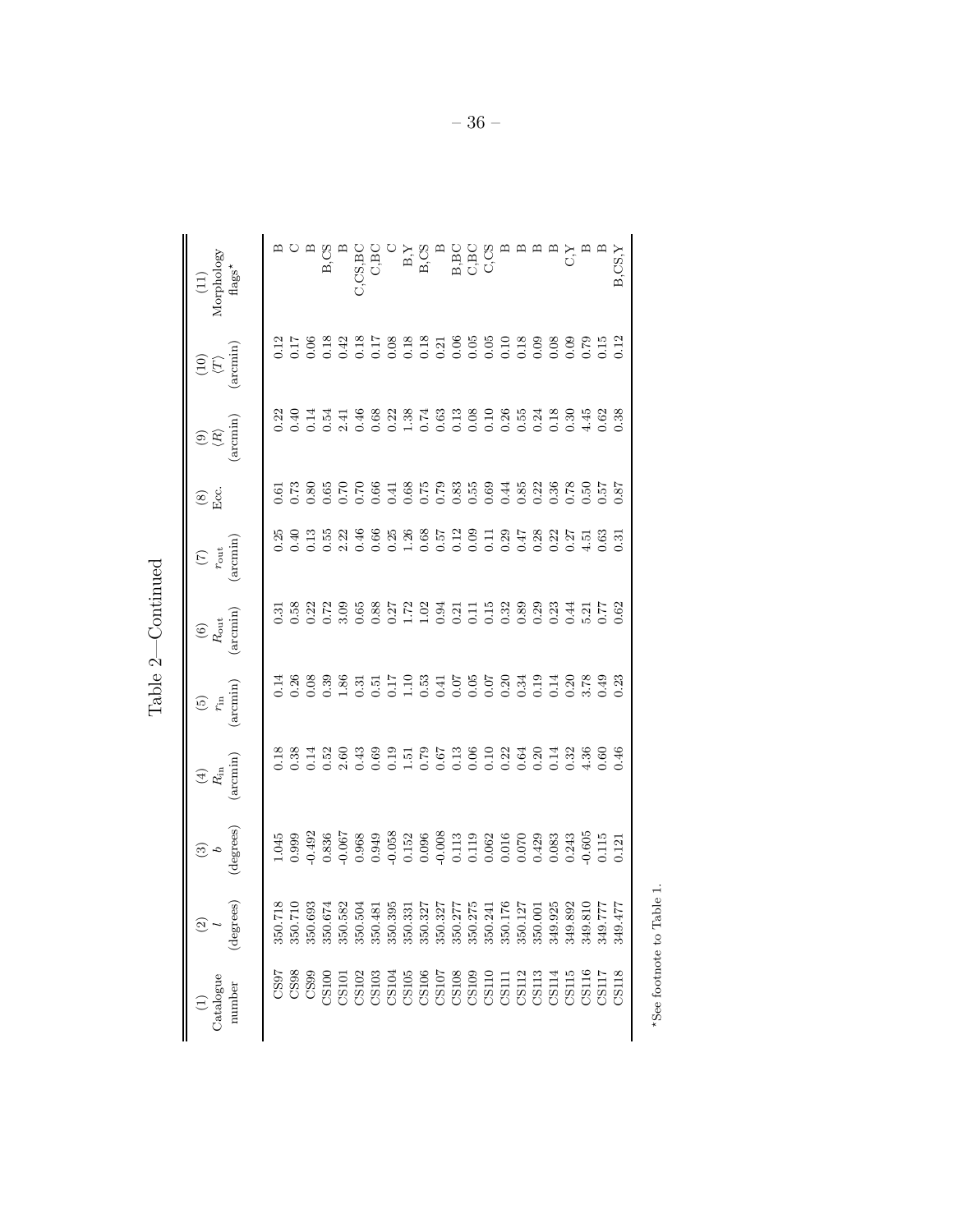Table 2—Continued

| (1) Catalogue number | (2) $l$ (degrees) | (3) $b$ (degrees) | (4) $R_{\rm in}$ (arcmin) | (5) $r_{\rm in}$ (arcmin) | (6) $R_{\rm out}$ (arcmin) | (7) $r_{\rm out}$ (arcmin) | (8) Ecc. | (9) $\langle R \rangle$ (arcmin) | (10) $\langle T \rangle$ (arcmin) | (11) Morphology flags* |
|---|---|---|---|---|---|---|---|---|---|---|
| CS97 | 350.718 | 1.045 | 0.18 | 0.14 | 0.31 | 0.25 | 0.61 | 0.22 | 0.12 | B |
| CS98 | 350.710 | 0.999 | 0.38 | 0.26 | 0.58 | 0.40 | 0.73 | 0.40 | 0.17 | C |
| CS99 | 350.693 | -0.492 | 0.14 | 0.08 | 0.22 | 0.13 | 0.80 | 0.14 | 0.06 | B |
| CS100 | 350.674 | 0.836 | 0.52 | 0.39 | 0.72 | 0.55 | 0.65 | 0.54 | 0.18 | B,CS |
| CS101 | 350.582 | -0.067 | 2.60 | 1.86 | 3.09 | 2.22 | 0.70 | 2.41 | 0.42 | B |
| CS102 | 350.504 | 0.968 | 0.43 | 0.31 | 0.65 | 0.46 | 0.70 | 0.46 | 0.18 | C,CS,BC |
| CS103 | 350.481 | 0.949 | 0.69 | 0.51 | 0.88 | 0.66 | 0.66 | 0.68 | 0.17 | C,BC |
| CS104 | 350.395 | -0.058 | 0.19 | 0.17 | 0.27 | 0.25 | 0.41 | 0.22 | 0.08 | C |
| CS105 | 350.331 | 0.152 | 1.51 | 1.10 | 1.72 | 1.26 | 0.68 | 1.38 | 0.18 | B,Y |
| CS106 | 350.327 | 0.096 | 0.79 | 0.53 | 1.02 | 0.68 | 0.75 | 0.74 | 0.18 | B,CS |
| CS107 | 350.327 | -0.008 | 0.67 | 0.41 | 0.94 | 0.57 | 0.79 | 0.63 | 0.21 | B |
| CS108 | 350.277 | 0.113 | 0.13 | 0.07 | 0.21 | 0.12 | 0.83 | 0.13 | 0.06 | B,BC |
| CS109 | 350.275 | 0.119 | 0.06 | 0.05 | 0.11 | 0.09 | 0.55 | 0.08 | 0.05 | C,BC |
| CS110 | 350.241 | 0.062 | 0.10 | 0.07 | 0.15 | 0.11 | 0.69 | 0.10 | 0.05 | C,CS |
| CS111 | 350.176 | 0.016 | 0.22 | 0.20 | 0.32 | 0.29 | 0.44 | 0.26 | 0.10 | B |
| CS112 | 350.127 | 0.070 | 0.64 | 0.34 | 0.89 | 0.47 | 0.85 | 0.55 | 0.18 | B |
| CS113 | 350.001 | 0.429 | 0.20 | 0.19 | 0.29 | 0.28 | 0.22 | 0.24 | 0.09 | B |
| CS114 | 349.925 | 0.083 | 0.14 | 0.14 | 0.23 | 0.22 | 0.36 | 0.18 | 0.08 | B |
| CS115 | 349.892 | 0.243 | 0.32 | 0.20 | 0.44 | 0.27 | 0.78 | 0.30 | 0.09 | C,Y |
| CS116 | 349.810 | -0.605 | 4.36 | 3.78 | 5.21 | 4.51 | 0.50 | 4.45 | 0.79 | B |
| CS117 | 349.777 | 0.115 | 0.60 | 0.49 | 0.77 | 0.63 | 0.57 | 0.62 | 0.15 | B |
| CS118 | 349.477 | 0.121 | 0.46 | 0.23 | 0.62 | 0.31 | 0.87 | 0.38 | 0.12 | B,CS,Y |

*See footnote to Table 1.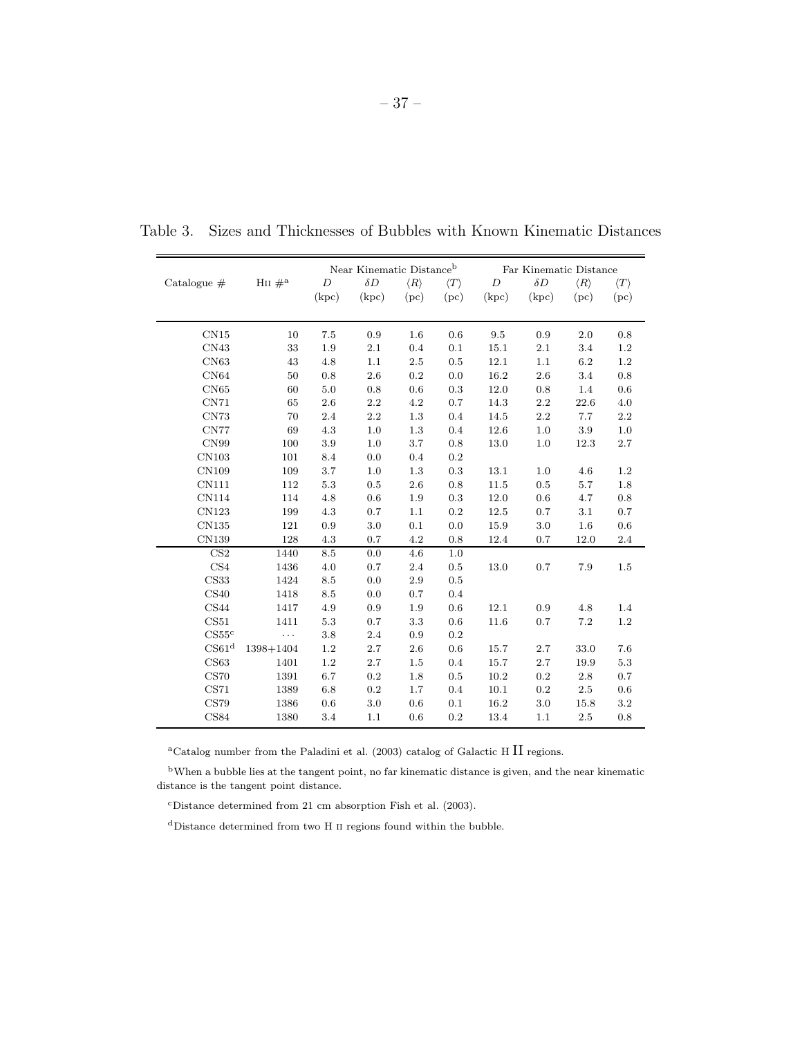Table 3. Sizes and Thicknesses of Bubbles with Known Kinematic Distances

| Catalogue # | H II #[a] | Near Kinematic Distance[b] | | | | Far Kinematic Distance | | | |
|---|---|---|---|---|---|---|---|---|---|
| | | $D$ (kpc) | $\delta D$ (kpc) | $\langle R \rangle$ (pc) | $\langle T \rangle$ (pc) | $D$ (kpc) | $\delta D$ (kpc) | $\langle R \rangle$ (pc) | $\langle T \rangle$ (pc) |
| CN15 | 10 | 7.5 | 0.9 | 1.6 | 0.6 | 9.5 | 0.9 | 2.0 | 0.8 |
| CN43 | 33 | 1.9 | 2.1 | 0.4 | 0.1 | 15.1 | 2.1 | 3.4 | 1.2 |
| CN63 | 43 | 4.8 | 1.1 | 2.5 | 0.5 | 12.1 | 1.1 | 6.2 | 1.2 |
| CN64 | 50 | 0.8 | 2.6 | 0.2 | 0.0 | 16.2 | 2.6 | 3.4 | 0.8 |
| CN65 | 60 | 5.0 | 0.8 | 0.6 | 0.3 | 12.0 | 0.8 | 1.4 | 0.6 |
| CN71 | 65 | 2.6 | 2.2 | 4.2 | 0.7 | 14.3 | 2.2 | 22.6 | 4.0 |
| CN73 | 70 | 2.4 | 2.2 | 1.3 | 0.4 | 14.5 | 2.2 | 7.7 | 2.2 |
| CN77 | 69 | 4.3 | 1.0 | 1.3 | 0.4 | 12.6 | 1.0 | 3.9 | 1.0 |
| CN99 | 100 | 3.9 | 1.0 | 3.7 | 0.8 | 13.0 | 1.0 | 12.3 | 2.7 |
| CN103 | 101 | 8.4 | 0.0 | 0.4 | 0.2 | | | | |
| CN109 | 109 | 3.7 | 1.0 | 1.3 | 0.3 | 13.1 | 1.0 | 4.6 | 1.2 |
| CN111 | 112 | 5.3 | 0.5 | 2.6 | 0.8 | 11.5 | 0.5 | 5.7 | 1.8 |
| CN114 | 114 | 4.8 | 0.6 | 1.9 | 0.3 | 12.0 | 0.6 | 4.7 | 0.8 |
| CN123 | 199 | 4.3 | 0.7 | 1.1 | 0.2 | 12.5 | 0.7 | 3.1 | 0.7 |
| CN135 | 121 | 0.9 | 3.0 | 0.1 | 0.0 | 15.9 | 3.0 | 1.6 | 0.6 |
| CN139 | 128 | 4.3 | 0.7 | 4.2 | 0.8 | 12.4 | 0.7 | 12.0 | 2.4 |
| CS2 | 1440 | 8.5 | 0.0 | 4.6 | 1.0 | | | | |
| CS4 | 1436 | 4.0 | 0.7 | 2.4 | 0.5 | 13.0 | 0.7 | 7.9 | 1.5 |
| CS33 | 1424 | 8.5 | 0.0 | 2.9 | 0.5 | | | | |
| CS40 | 1418 | 8.5 | 0.0 | 0.7 | 0.4 | | | | |
| CS44 | 1417 | 4.9 | 0.9 | 1.9 | 0.6 | 12.1 | 0.9 | 4.8 | 1.4 |
| CS51 | 1411 | 5.3 | 0.7 | 3.3 | 0.6 | 11.6 | 0.7 | 7.2 | 1.2 |
| CS55[c] | ... | 3.8 | 2.4 | 0.9 | 0.2 | | | | |
| CS61[d] | 1398+1404 | 1.2 | 2.7 | 2.6 | 0.6 | 15.7 | 2.7 | 33.0 | 7.6 |
| CS63 | 1401 | 1.2 | 2.7 | 1.5 | 0.4 | 15.7 | 2.7 | 19.9 | 5.3 |
| CS70 | 1391 | 6.7 | 0.2 | 1.8 | 0.5 | 10.2 | 0.2 | 2.8 | 0.7 |
| CS71 | 1389 | 6.8 | 0.2 | 1.7 | 0.4 | 10.1 | 0.2 | 2.5 | 0.6 |
| CS79 | 1386 | 0.6 | 3.0 | 0.6 | 0.1 | 16.2 | 3.0 | 15.8 | 3.2 |
| CS84 | 1380 | 3.4 | 1.1 | 0.6 | 0.2 | 13.4 | 1.1 | 2.5 | 0.8 |

[a]Catalog number from the Paladini et al. (2003) catalog of Galactic H II regions.

[b]When a bubble lies at the tangent point, no far kinematic distance is given, and the near kinematic distance is the tangent point distance.

[c]Distance determined from 21 cm absorption Fish et al. (2003).

[d]Distance determined from two H II regions found within the bubble.